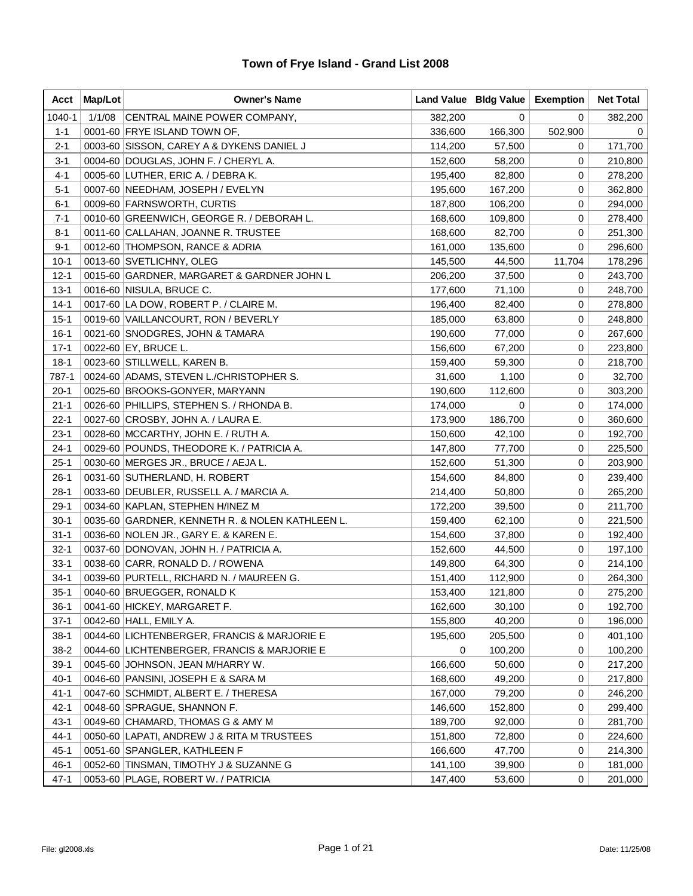# Town of Frye Island - Grand List 2008

| Acct | Map/Lot | Owner's Name | Land Value | Bldg Value | Exemption | Net Total |
|---|---|---|---|---|---|---|
| 1040-1 | 1/1/08 | CENTRAL MAINE POWER COMPANY, | 382,200 | 0 | 0 | 382,200 |
| 1-1 | 0001-60 | FRYE ISLAND TOWN OF, | 336,600 | 166,300 | 502,900 | 0 |
| 2-1 | 0003-60 | SISSON, CAREY A & DYKENS DANIEL J | 114,200 | 57,500 | 0 | 171,700 |
| 3-1 | 0004-60 | DOUGLAS, JOHN F. / CHERYL A. | 152,600 | 58,200 | 0 | 210,800 |
| 4-1 | 0005-60 | LUTHER, ERIC A. / DEBRA K. | 195,400 | 82,800 | 0 | 278,200 |
| 5-1 | 0007-60 | NEEDHAM, JOSEPH / EVELYN | 195,600 | 167,200 | 0 | 362,800 |
| 6-1 | 0009-60 | FARNSWORTH, CURTIS | 187,800 | 106,200 | 0 | 294,000 |
| 7-1 | 0010-60 | GREENWICH, GEORGE R. / DEBORAH L. | 168,600 | 109,800 | 0 | 278,400 |
| 8-1 | 0011-60 | CALLAHAN, JOANNE R. TRUSTEE | 168,600 | 82,700 | 0 | 251,300 |
| 9-1 | 0012-60 | THOMPSON, RANCE & ADRIA | 161,000 | 135,600 | 0 | 296,600 |
| 10-1 | 0013-60 | SVETLICHNY, OLEG | 145,500 | 44,500 | 11,704 | 178,296 |
| 12-1 | 0015-60 | GARDNER, MARGARET & GARDNER JOHN L | 206,200 | 37,500 | 0 | 243,700 |
| 13-1 | 0016-60 | NISULA, BRUCE C. | 177,600 | 71,100 | 0 | 248,700 |
| 14-1 | 0017-60 | LA DOW, ROBERT P. / CLAIRE M. | 196,400 | 82,400 | 0 | 278,800 |
| 15-1 | 0019-60 | VAILLANCOURT, RON / BEVERLY | 185,000 | 63,800 | 0 | 248,800 |
| 16-1 | 0021-60 | SNODGRES, JOHN & TAMARA | 190,600 | 77,000 | 0 | 267,600 |
| 17-1 | 0022-60 | EY, BRUCE L. | 156,600 | 67,200 | 0 | 223,800 |
| 18-1 | 0023-60 | STILLWELL, KAREN B. | 159,400 | 59,300 | 0 | 218,700 |
| 787-1 | 0024-60 | ADAMS, STEVEN L./CHRISTOPHER S. | 31,600 | 1,100 | 0 | 32,700 |
| 20-1 | 0025-60 | BROOKS-GONYER, MARYANN | 190,600 | 112,600 | 0 | 303,200 |
| 21-1 | 0026-60 | PHILLIPS, STEPHEN S. / RHONDA B. | 174,000 | 0 | 0 | 174,000 |
| 22-1 | 0027-60 | CROSBY, JOHN A. / LAURA E. | 173,900 | 186,700 | 0 | 360,600 |
| 23-1 | 0028-60 | MCCARTHY, JOHN E. / RUTH A. | 150,600 | 42,100 | 0 | 192,700 |
| 24-1 | 0029-60 | POUNDS, THEODORE K. / PATRICIA A. | 147,800 | 77,700 | 0 | 225,500 |
| 25-1 | 0030-60 | MERGES JR., BRUCE / AEJA L. | 152,600 | 51,300 | 0 | 203,900 |
| 26-1 | 0031-60 | SUTHERLAND, H. ROBERT | 154,600 | 84,800 | 0 | 239,400 |
| 28-1 | 0033-60 | DEUBLER, RUSSELL A. / MARCIA A. | 214,400 | 50,800 | 0 | 265,200 |
| 29-1 | 0034-60 | KAPLAN, STEPHEN H/INEZ M | 172,200 | 39,500 | 0 | 211,700 |
| 30-1 | 0035-60 | GARDNER, KENNETH R. & NOLEN KATHLEEN L. | 159,400 | 62,100 | 0 | 221,500 |
| 31-1 | 0036-60 | NOLEN JR., GARY E. & KAREN E. | 154,600 | 37,800 | 0 | 192,400 |
| 32-1 | 0037-60 | DONOVAN, JOHN H. / PATRICIA A. | 152,600 | 44,500 | 0 | 197,100 |
| 33-1 | 0038-60 | CARR, RONALD D. / ROWENA | 149,800 | 64,300 | 0 | 214,100 |
| 34-1 | 0039-60 | PURTELL, RICHARD N. / MAUREEN G. | 151,400 | 112,900 | 0 | 264,300 |
| 35-1 | 0040-60 | BRUEGGER, RONALD K | 153,400 | 121,800 | 0 | 275,200 |
| 36-1 | 0041-60 | HICKEY, MARGARET F. | 162,600 | 30,100 | 0 | 192,700 |
| 37-1 | 0042-60 | HALL, EMILY A. | 155,800 | 40,200 | 0 | 196,000 |
| 38-1 | 0044-60 | LICHTENBERGER, FRANCIS & MARJORIE E | 195,600 | 205,500 | 0 | 401,100 |
| 38-2 | 0044-60 | LICHTENBERGER, FRANCIS & MARJORIE E | 0 | 100,200 | 0 | 100,200 |
| 39-1 | 0045-60 | JOHNSON, JEAN M/HARRY W. | 166,600 | 50,600 | 0 | 217,200 |
| 40-1 | 0046-60 | PANSINI, JOSEPH E & SARA M | 168,600 | 49,200 | 0 | 217,800 |
| 41-1 | 0047-60 | SCHMIDT, ALBERT E. / THERESA | 167,000 | 79,200 | 0 | 246,200 |
| 42-1 | 0048-60 | SPRAGUE, SHANNON F. | 146,600 | 152,800 | 0 | 299,400 |
| 43-1 | 0049-60 | CHAMARD, THOMAS G & AMY M | 189,700 | 92,000 | 0 | 281,700 |
| 44-1 | 0050-60 | LAPATI, ANDREW J & RITA M TRUSTEES | 151,800 | 72,800 | 0 | 224,600 |
| 45-1 | 0051-60 | SPANGLER, KATHLEEN F | 166,600 | 47,700 | 0 | 214,300 |
| 46-1 | 0052-60 | TINSMAN, TIMOTHY J & SUZANNE G | 141,100 | 39,900 | 0 | 181,000 |
| 47-1 | 0053-60 | PLAGE, ROBERT W. / PATRICIA | 147,400 | 53,600 | 0 | 201,000 |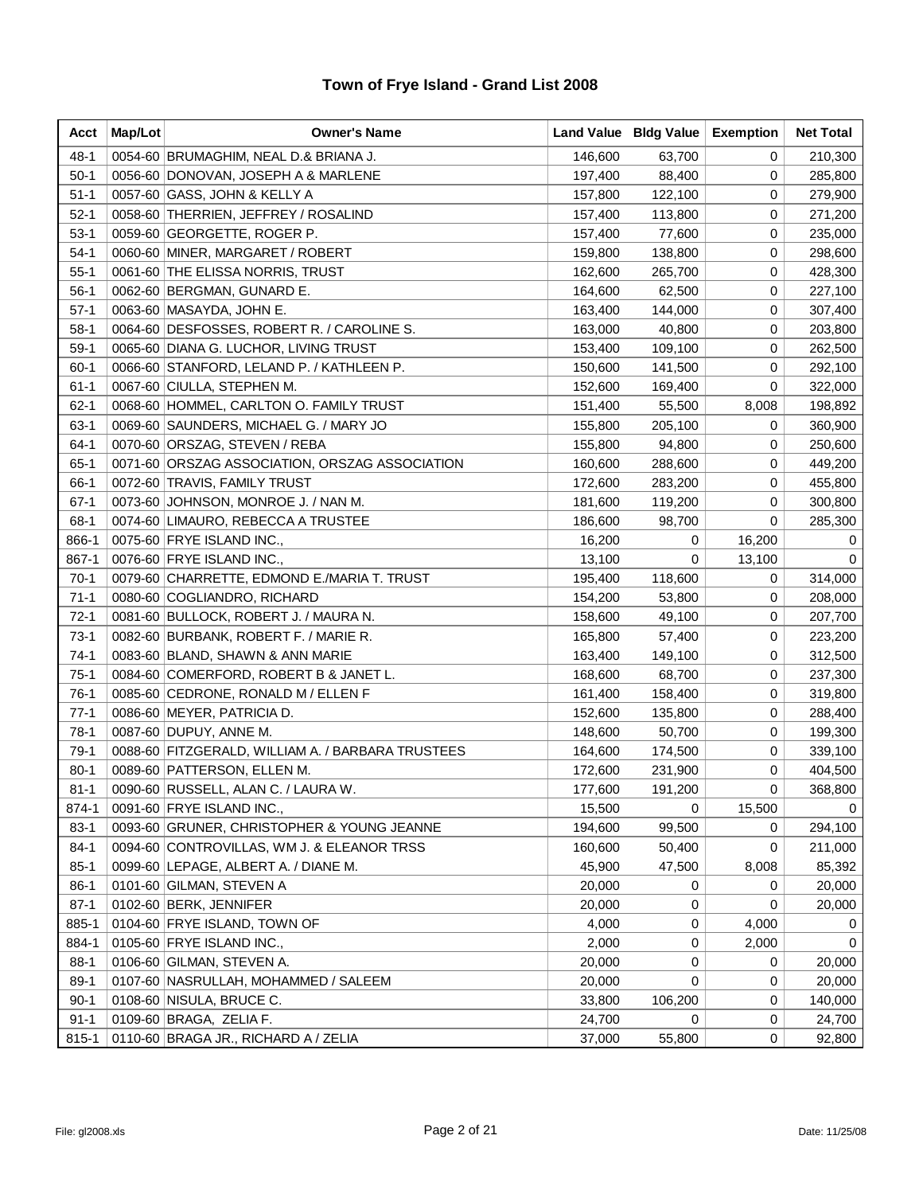# Town of Frye Island - Grand List 2008

| Acct | Map/Lot | Owner's Name | Land Value | Bldg Value | Exemption | Net Total |
|---|---|---|---|---|---|---|
| 48-1 | 0054-60 | BRUMAGHIM, NEAL D.& BRIANA J. | 146,600 | 63,700 | 0 | 210,300 |
| 50-1 | 0056-60 | DONOVAN, JOSEPH A & MARLENE | 197,400 | 88,400 | 0 | 285,800 |
| 51-1 | 0057-60 | GASS, JOHN & KELLY A | 157,800 | 122,100 | 0 | 279,900 |
| 52-1 | 0058-60 | THERRIEN, JEFFREY / ROSALIND | 157,400 | 113,800 | 0 | 271,200 |
| 53-1 | 0059-60 | GEORGETTE, ROGER P. | 157,400 | 77,600 | 0 | 235,000 |
| 54-1 | 0060-60 | MINER, MARGARET / ROBERT | 159,800 | 138,800 | 0 | 298,600 |
| 55-1 | 0061-60 | THE ELISSA NORRIS, TRUST | 162,600 | 265,700 | 0 | 428,300 |
| 56-1 | 0062-60 | BERGMAN, GUNARD E. | 164,600 | 62,500 | 0 | 227,100 |
| 57-1 | 0063-60 | MASAYDA, JOHN E. | 163,400 | 144,000 | 0 | 307,400 |
| 58-1 | 0064-60 | DESFOSSES, ROBERT R. / CAROLINE S. | 163,000 | 40,800 | 0 | 203,800 |
| 59-1 | 0065-60 | DIANA G. LUCHOR, LIVING TRUST | 153,400 | 109,100 | 0 | 262,500 |
| 60-1 | 0066-60 | STANFORD, LELAND P. / KATHLEEN P. | 150,600 | 141,500 | 0 | 292,100 |
| 61-1 | 0067-60 | CIULLA, STEPHEN M. | 152,600 | 169,400 | 0 | 322,000 |
| 62-1 | 0068-60 | HOMMEL, CARLTON O. FAMILY TRUST | 151,400 | 55,500 | 8,008 | 198,892 |
| 63-1 | 0069-60 | SAUNDERS, MICHAEL G. / MARY JO | 155,800 | 205,100 | 0 | 360,900 |
| 64-1 | 0070-60 | ORSZAG, STEVEN / REBA | 155,800 | 94,800 | 0 | 250,600 |
| 65-1 | 0071-60 | ORSZAG ASSOCIATION, ORSZAG ASSOCIATION | 160,600 | 288,600 | 0 | 449,200 |
| 66-1 | 0072-60 | TRAVIS, FAMILY TRUST | 172,600 | 283,200 | 0 | 455,800 |
| 67-1 | 0073-60 | JOHNSON, MONROE J. / NAN M. | 181,600 | 119,200 | 0 | 300,800 |
| 68-1 | 0074-60 | LIMAURO, REBECCA A TRUSTEE | 186,600 | 98,700 | 0 | 285,300 |
| 866-1 | 0075-60 | FRYE ISLAND INC., | 16,200 | 0 | 16,200 | 0 |
| 867-1 | 0076-60 | FRYE ISLAND INC., | 13,100 | 0 | 13,100 | 0 |
| 70-1 | 0079-60 | CHARRETTE, EDMOND E./MARIA T. TRUST | 195,400 | 118,600 | 0 | 314,000 |
| 71-1 | 0080-60 | COGLIANDRO, RICHARD | 154,200 | 53,800 | 0 | 208,000 |
| 72-1 | 0081-60 | BULLOCK, ROBERT J. / MAURA N. | 158,600 | 49,100 | 0 | 207,700 |
| 73-1 | 0082-60 | BURBANK, ROBERT F. / MARIE R. | 165,800 | 57,400 | 0 | 223,200 |
| 74-1 | 0083-60 | BLAND, SHAWN & ANN MARIE | 163,400 | 149,100 | 0 | 312,500 |
| 75-1 | 0084-60 | COMERFORD, ROBERT B & JANET L. | 168,600 | 68,700 | 0 | 237,300 |
| 76-1 | 0085-60 | CEDRONE, RONALD M / ELLEN F | 161,400 | 158,400 | 0 | 319,800 |
| 77-1 | 0086-60 | MEYER, PATRICIA D. | 152,600 | 135,800 | 0 | 288,400 |
| 78-1 | 0087-60 | DUPUY, ANNE M. | 148,600 | 50,700 | 0 | 199,300 |
| 79-1 | 0088-60 | FITZGERALD, WILLIAM A. / BARBARA TRUSTEES | 164,600 | 174,500 | 0 | 339,100 |
| 80-1 | 0089-60 | PATTERSON, ELLEN M. | 172,600 | 231,900 | 0 | 404,500 |
| 81-1 | 0090-60 | RUSSELL, ALAN C. / LAURA W. | 177,600 | 191,200 | 0 | 368,800 |
| 874-1 | 0091-60 | FRYE ISLAND INC., | 15,500 | 0 | 15,500 | 0 |
| 83-1 | 0093-60 | GRUNER, CHRISTOPHER & YOUNG JEANNE | 194,600 | 99,500 | 0 | 294,100 |
| 84-1 | 0094-60 | CONTROVILLAS, WM J. & ELEANOR TRSS | 160,600 | 50,400 | 0 | 211,000 |
| 85-1 | 0099-60 | LEPAGE, ALBERT A. / DIANE M. | 45,900 | 47,500 | 8,008 | 85,392 |
| 86-1 | 0101-60 | GILMAN, STEVEN A | 20,000 | 0 | 0 | 20,000 |
| 87-1 | 0102-60 | BERK, JENNIFER | 20,000 | 0 | 0 | 20,000 |
| 885-1 | 0104-60 | FRYE ISLAND, TOWN OF | 4,000 | 0 | 4,000 | 0 |
| 884-1 | 0105-60 | FRYE ISLAND INC., | 2,000 | 0 | 2,000 | 0 |
| 88-1 | 0106-60 | GILMAN, STEVEN A. | 20,000 | 0 | 0 | 20,000 |
| 89-1 | 0107-60 | NASRULLAH, MOHAMMED / SALEEM | 20,000 | 0 | 0 | 20,000 |
| 90-1 | 0108-60 | NISULA, BRUCE C. | 33,800 | 106,200 | 0 | 140,000 |
| 91-1 | 0109-60 | BRAGA, ZELIA F. | 24,700 | 0 | 0 | 24,700 |
| 815-1 | 0110-60 | BRAGA JR., RICHARD A / ZELIA | 37,000 | 55,800 | 0 | 92,800 |

File: gl2008.xls Date: 11/25/08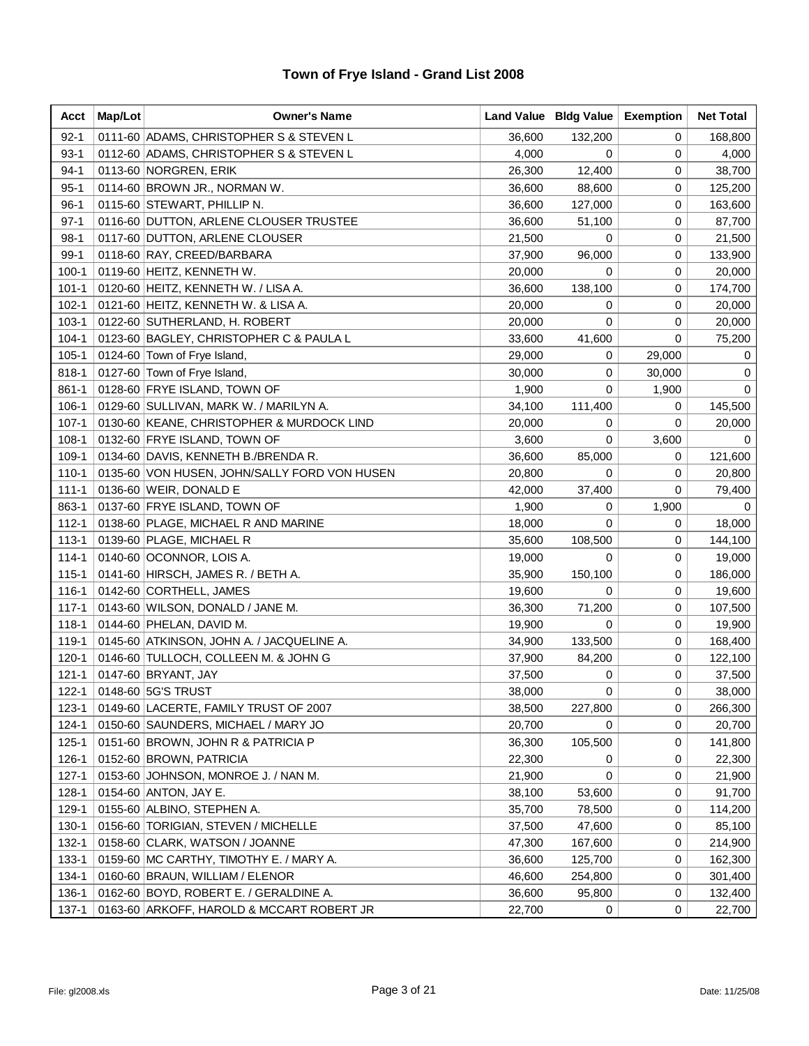# Town of Frye Island - Grand List 2008

| Acct | Map/Lot | Owner's Name | Land Value | Bldg Value | Exemption | Net Total |
|---|---|---|---|---|---|---|
| 92-1 | 0111-60 | ADAMS, CHRISTOPHER S & STEVEN L | 36,600 | 132,200 | 0 | 168,800 |
| 93-1 | 0112-60 | ADAMS, CHRISTOPHER S & STEVEN L | 4,000 | 0 | 0 | 4,000 |
| 94-1 | 0113-60 | NORGREN, ERIK | 26,300 | 12,400 | 0 | 38,700 |
| 95-1 | 0114-60 | BROWN JR., NORMAN W. | 36,600 | 88,600 | 0 | 125,200 |
| 96-1 | 0115-60 | STEWART, PHILLIP N. | 36,600 | 127,000 | 0 | 163,600 |
| 97-1 | 0116-60 | DUTTON, ARLENE CLOUSER TRUSTEE | 36,600 | 51,100 | 0 | 87,700 |
| 98-1 | 0117-60 | DUTTON, ARLENE CLOUSER | 21,500 | 0 | 0 | 21,500 |
| 99-1 | 0118-60 | RAY, CREED/BARBARA | 37,900 | 96,000 | 0 | 133,900 |
| 100-1 | 0119-60 | HEITZ, KENNETH W. | 20,000 | 0 | 0 | 20,000 |
| 101-1 | 0120-60 | HEITZ, KENNETH W. / LISA A. | 36,600 | 138,100 | 0 | 174,700 |
| 102-1 | 0121-60 | HEITZ, KENNETH W. & LISA A. | 20,000 | 0 | 0 | 20,000 |
| 103-1 | 0122-60 | SUTHERLAND, H. ROBERT | 20,000 | 0 | 0 | 20,000 |
| 104-1 | 0123-60 | BAGLEY, CHRISTOPHER C & PAULA L | 33,600 | 41,600 | 0 | 75,200 |
| 105-1 | 0124-60 | Town of Frye Island, | 29,000 | 0 | 29,000 | 0 |
| 818-1 | 0127-60 | Town of Frye Island, | 30,000 | 0 | 30,000 | 0 |
| 861-1 | 0128-60 | FRYE ISLAND, TOWN OF | 1,900 | 0 | 1,900 | 0 |
| 106-1 | 0129-60 | SULLIVAN, MARK W. / MARILYN A. | 34,100 | 111,400 | 0 | 145,500 |
| 107-1 | 0130-60 | KEANE, CHRISTOPHER & MURDOCK LIND | 20,000 | 0 | 0 | 20,000 |
| 108-1 | 0132-60 | FRYE ISLAND, TOWN OF | 3,600 | 0 | 3,600 | 0 |
| 109-1 | 0134-60 | DAVIS, KENNETH B./BRENDA R. | 36,600 | 85,000 | 0 | 121,600 |
| 110-1 | 0135-60 | VON HUSEN, JOHN/SALLY FORD VON HUSEN | 20,800 | 0 | 0 | 20,800 |
| 111-1 | 0136-60 | WEIR, DONALD E | 42,000 | 37,400 | 0 | 79,400 |
| 863-1 | 0137-60 | FRYE ISLAND, TOWN OF | 1,900 | 0 | 1,900 | 0 |
| 112-1 | 0138-60 | PLAGE, MICHAEL R AND MARINE | 18,000 | 0 | 0 | 18,000 |
| 113-1 | 0139-60 | PLAGE, MICHAEL R | 35,600 | 108,500 | 0 | 144,100 |
| 114-1 | 0140-60 | OCONNOR, LOIS A. | 19,000 | 0 | 0 | 19,000 |
| 115-1 | 0141-60 | HIRSCH, JAMES R. / BETH A. | 35,900 | 150,100 | 0 | 186,000 |
| 116-1 | 0142-60 | CORTHELL, JAMES | 19,600 | 0 | 0 | 19,600 |
| 117-1 | 0143-60 | WILSON, DONALD / JANE M. | 36,300 | 71,200 | 0 | 107,500 |
| 118-1 | 0144-60 | PHELAN, DAVID M. | 19,900 | 0 | 0 | 19,900 |
| 119-1 | 0145-60 | ATKINSON, JOHN A. / JACQUELINE A. | 34,900 | 133,500 | 0 | 168,400 |
| 120-1 | 0146-60 | TULLOCH, COLLEEN M. & JOHN G | 37,900 | 84,200 | 0 | 122,100 |
| 121-1 | 0147-60 | BRYANT, JAY | 37,500 | 0 | 0 | 37,500 |
| 122-1 | 0148-60 | 5G'S TRUST | 38,000 | 0 | 0 | 38,000 |
| 123-1 | 0149-60 | LACERTE, FAMILY TRUST OF 2007 | 38,500 | 227,800 | 0 | 266,300 |
| 124-1 | 0150-60 | SAUNDERS, MICHAEL / MARY JO | 20,700 | 0 | 0 | 20,700 |
| 125-1 | 0151-60 | BROWN, JOHN R & PATRICIA P | 36,300 | 105,500 | 0 | 141,800 |
| 126-1 | 0152-60 | BROWN, PATRICIA | 22,300 | 0 | 0 | 22,300 |
| 127-1 | 0153-60 | JOHNSON, MONROE J. / NAN M. | 21,900 | 0 | 0 | 21,900 |
| 128-1 | 0154-60 | ANTON, JAY E. | 38,100 | 53,600 | 0 | 91,700 |
| 129-1 | 0155-60 | ALBINO, STEPHEN A. | 35,700 | 78,500 | 0 | 114,200 |
| 130-1 | 0156-60 | TORIGIAN, STEVEN / MICHELLE | 37,500 | 47,600 | 0 | 85,100 |
| 132-1 | 0158-60 | CLARK, WATSON / JOANNE | 47,300 | 167,600 | 0 | 214,900 |
| 133-1 | 0159-60 | MC CARTHY, TIMOTHY E. / MARY A. | 36,600 | 125,700 | 0 | 162,300 |
| 134-1 | 0160-60 | BRAUN, WILLIAM / ELENOR | 46,600 | 254,800 | 0 | 301,400 |
| 136-1 | 0162-60 | BOYD, ROBERT E. / GERALDINE A. | 36,600 | 95,800 | 0 | 132,400 |
| 137-1 | 0163-60 | ARKOFF, HAROLD & MCCART ROBERT JR | 22,700 | 0 | 0 | 22,700 |

File: gl2008.xls Date: 11/25/08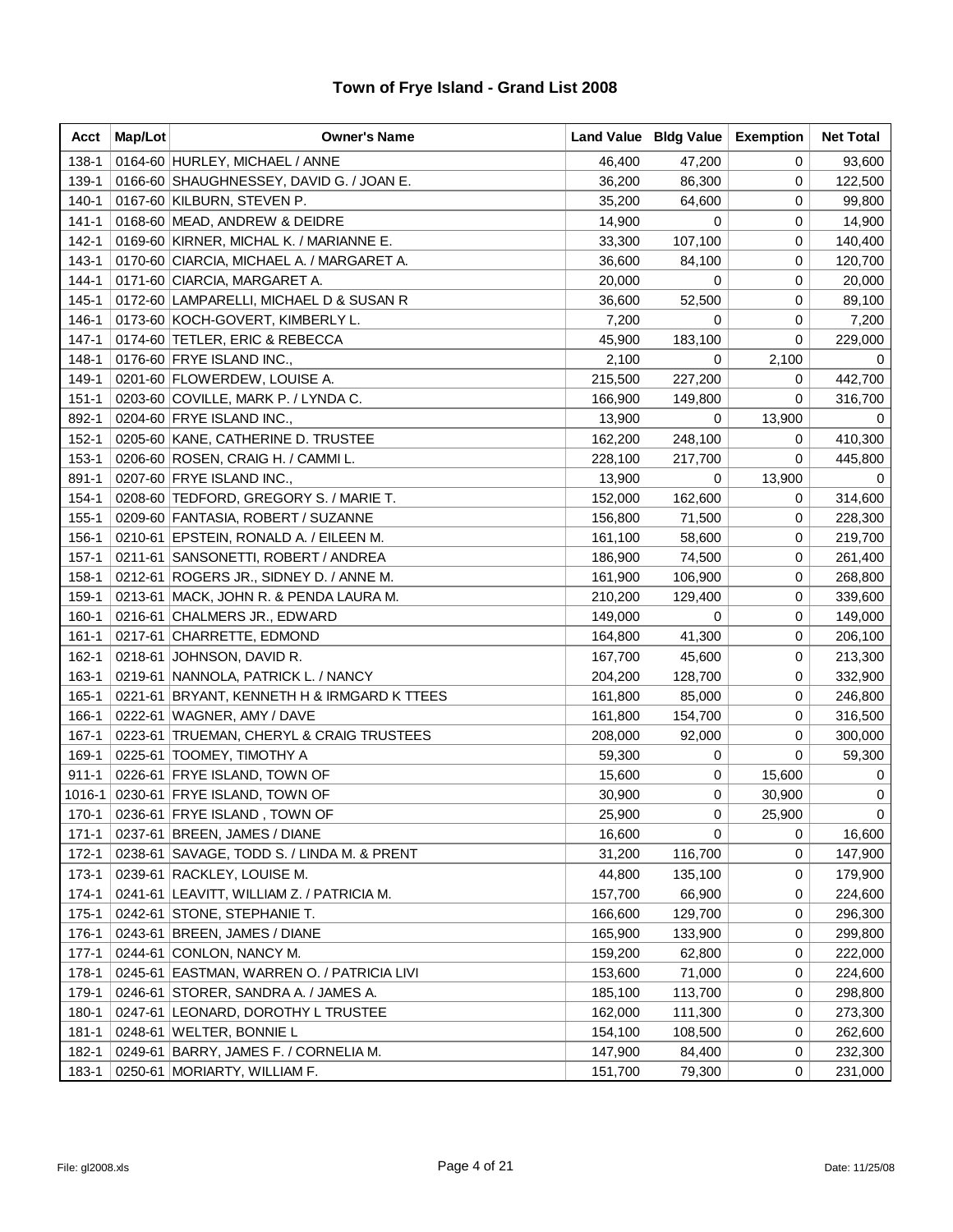# Town of Frye Island - Grand List 2008

| Acct | Map/Lot | Owner's Name | Land Value | Bldg Value | Exemption | Net Total |
|---|---|---|---|---|---|---|
| 138-1 | 0164-60 | HURLEY, MICHAEL / ANNE | 46,400 | 47,200 | 0 | 93,600 |
| 139-1 | 0166-60 | SHAUGHNESSEY, DAVID G. / JOAN E. | 36,200 | 86,300 | 0 | 122,500 |
| 140-1 | 0167-60 | KILBURN, STEVEN P. | 35,200 | 64,600 | 0 | 99,800 |
| 141-1 | 0168-60 | MEAD, ANDREW & DEIDRE | 14,900 | 0 | 0 | 14,900 |
| 142-1 | 0169-60 | KIRNER, MICHAL K. / MARIANNE E. | 33,300 | 107,100 | 0 | 140,400 |
| 143-1 | 0170-60 | CIARCIA, MICHAEL A. / MARGARET A. | 36,600 | 84,100 | 0 | 120,700 |
| 144-1 | 0171-60 | CIARCIA, MARGARET A. | 20,000 | 0 | 0 | 20,000 |
| 145-1 | 0172-60 | LAMPARELLI, MICHAEL D & SUSAN R | 36,600 | 52,500 | 0 | 89,100 |
| 146-1 | 0173-60 | KOCH-GOVERT, KIMBERLY L. | 7,200 | 0 | 0 | 7,200 |
| 147-1 | 0174-60 | TETLER, ERIC & REBECCA | 45,900 | 183,100 | 0 | 229,000 |
| 148-1 | 0176-60 | FRYE ISLAND INC., | 2,100 | 0 | 2,100 | 0 |
| 149-1 | 0201-60 | FLOWERDEW, LOUISE A. | 215,500 | 227,200 | 0 | 442,700 |
| 151-1 | 0203-60 | COVILLE, MARK P. / LYNDA C. | 166,900 | 149,800 | 0 | 316,700 |
| 892-1 | 0204-60 | FRYE ISLAND INC., | 13,900 | 0 | 13,900 | 0 |
| 152-1 | 0205-60 | KANE, CATHERINE D. TRUSTEE | 162,200 | 248,100 | 0 | 410,300 |
| 153-1 | 0206-60 | ROSEN, CRAIG H. / CAMMI L. | 228,100 | 217,700 | 0 | 445,800 |
| 891-1 | 0207-60 | FRYE ISLAND INC., | 13,900 | 0 | 13,900 | 0 |
| 154-1 | 0208-60 | TEDFORD, GREGORY S. / MARIE T. | 152,000 | 162,600 | 0 | 314,600 |
| 155-1 | 0209-60 | FANTASIA, ROBERT / SUZANNE | 156,800 | 71,500 | 0 | 228,300 |
| 156-1 | 0210-61 | EPSTEIN, RONALD A. / EILEEN M. | 161,100 | 58,600 | 0 | 219,700 |
| 157-1 | 0211-61 | SANSONETTI, ROBERT / ANDREA | 186,900 | 74,500 | 0 | 261,400 |
| 158-1 | 0212-61 | ROGERS JR., SIDNEY D. / ANNE M. | 161,900 | 106,900 | 0 | 268,800 |
| 159-1 | 0213-61 | MACK, JOHN R. & PENDA LAURA M. | 210,200 | 129,400 | 0 | 339,600 |
| 160-1 | 0216-61 | CHALMERS JR., EDWARD | 149,000 | 0 | 0 | 149,000 |
| 161-1 | 0217-61 | CHARRETTE, EDMOND | 164,800 | 41,300 | 0 | 206,100 |
| 162-1 | 0218-61 | JOHNSON, DAVID R. | 167,700 | 45,600 | 0 | 213,300 |
| 163-1 | 0219-61 | NANNOLA, PATRICK L. / NANCY | 204,200 | 128,700 | 0 | 332,900 |
| 165-1 | 0221-61 | BRYANT, KENNETH H & IRMGARD K TTEES | 161,800 | 85,000 | 0 | 246,800 |
| 166-1 | 0222-61 | WAGNER, AMY / DAVE | 161,800 | 154,700 | 0 | 316,500 |
| 167-1 | 0223-61 | TRUEMAN, CHERYL & CRAIG TRUSTEES | 208,000 | 92,000 | 0 | 300,000 |
| 169-1 | 0225-61 | TOOMEY, TIMOTHY A | 59,300 | 0 | 0 | 59,300 |
| 911-1 | 0226-61 | FRYE ISLAND, TOWN OF | 15,600 | 0 | 15,600 | 0 |
| 1016-1 | 0230-61 | FRYE ISLAND, TOWN OF | 30,900 | 0 | 30,900 | 0 |
| 170-1 | 0236-61 | FRYE ISLAND , TOWN OF | 25,900 | 0 | 25,900 | 0 |
| 171-1 | 0237-61 | BREEN, JAMES / DIANE | 16,600 | 0 | 0 | 16,600 |
| 172-1 | 0238-61 | SAVAGE, TODD S. / LINDA M. & PRENT | 31,200 | 116,700 | 0 | 147,900 |
| 173-1 | 0239-61 | RACKLEY, LOUISE M. | 44,800 | 135,100 | 0 | 179,900 |
| 174-1 | 0241-61 | LEAVITT, WILLIAM Z. / PATRICIA M. | 157,700 | 66,900 | 0 | 224,600 |
| 175-1 | 0242-61 | STONE, STEPHANIE T. | 166,600 | 129,700 | 0 | 296,300 |
| 176-1 | 0243-61 | BREEN, JAMES / DIANE | 165,900 | 133,900 | 0 | 299,800 |
| 177-1 | 0244-61 | CONLON, NANCY M. | 159,200 | 62,800 | 0 | 222,000 |
| 178-1 | 0245-61 | EASTMAN, WARREN O. / PATRICIA LIVI | 153,600 | 71,000 | 0 | 224,600 |
| 179-1 | 0246-61 | STORER, SANDRA A. / JAMES A. | 185,100 | 113,700 | 0 | 298,800 |
| 180-1 | 0247-61 | LEONARD, DOROTHY L TRUSTEE | 162,000 | 111,300 | 0 | 273,300 |
| 181-1 | 0248-61 | WELTER, BONNIE L | 154,100 | 108,500 | 0 | 262,600 |
| 182-1 | 0249-61 | BARRY, JAMES F. / CORNELIA M. | 147,900 | 84,400 | 0 | 232,300 |
| 183-1 | 0250-61 | MORIARTY, WILLIAM F. | 151,700 | 79,300 | 0 | 231,000 |

File: gl2008.xls Date: 11/25/08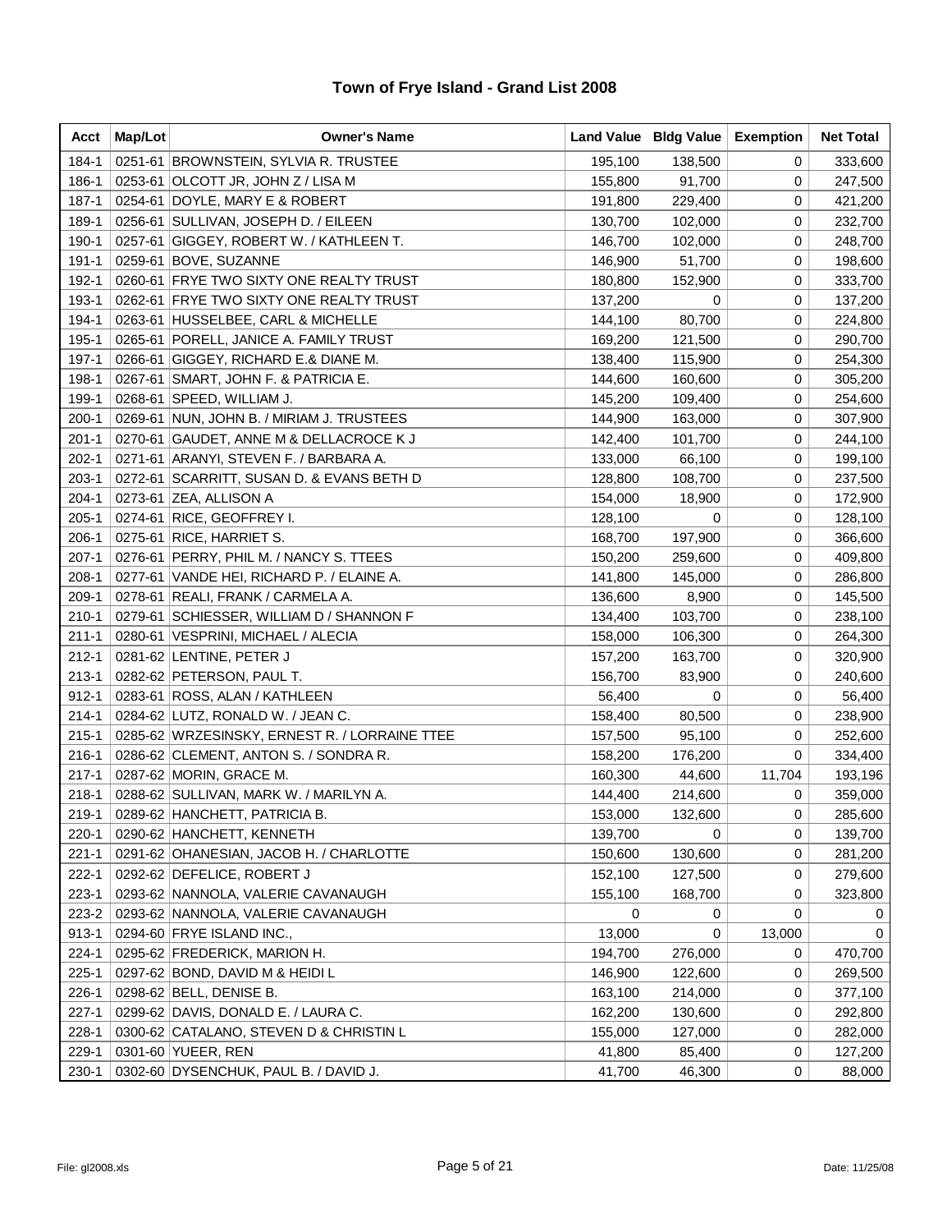# Town of Frye Island - Grand List 2008

| Acct | Map/Lot | Owner's Name | Land Value | Bldg Value | Exemption | Net Total |
|---|---|---|---|---|---|---|
| 184-1 | 0251-61 | BROWNSTEIN, SYLVIA R. TRUSTEE | 195,100 | 138,500 | 0 | 333,600 |
| 186-1 | 0253-61 | OLCOTT JR, JOHN Z / LISA M | 155,800 | 91,700 | 0 | 247,500 |
| 187-1 | 0254-61 | DOYLE, MARY E & ROBERT | 191,800 | 229,400 | 0 | 421,200 |
| 189-1 | 0256-61 | SULLIVAN, JOSEPH D. / EILEEN | 130,700 | 102,000 | 0 | 232,700 |
| 190-1 | 0257-61 | GIGGEY, ROBERT W. / KATHLEEN T. | 146,700 | 102,000 | 0 | 248,700 |
| 191-1 | 0259-61 | BOVE, SUZANNE | 146,900 | 51,700 | 0 | 198,600 |
| 192-1 | 0260-61 | FRYE TWO SIXTY ONE REALTY TRUST | 180,800 | 152,900 | 0 | 333,700 |
| 193-1 | 0262-61 | FRYE TWO SIXTY ONE REALTY TRUST | 137,200 | 0 | 0 | 137,200 |
| 194-1 | 0263-61 | HUSSELBEE, CARL & MICHELLE | 144,100 | 80,700 | 0 | 224,800 |
| 195-1 | 0265-61 | PORELL, JANICE A. FAMILY TRUST | 169,200 | 121,500 | 0 | 290,700 |
| 197-1 | 0266-61 | GIGGEY, RICHARD E.& DIANE M. | 138,400 | 115,900 | 0 | 254,300 |
| 198-1 | 0267-61 | SMART, JOHN F. & PATRICIA E. | 144,600 | 160,600 | 0 | 305,200 |
| 199-1 | 0268-61 | SPEED, WILLIAM J. | 145,200 | 109,400 | 0 | 254,600 |
| 200-1 | 0269-61 | NUN, JOHN B. / MIRIAM J. TRUSTEES | 144,900 | 163,000 | 0 | 307,900 |
| 201-1 | 0270-61 | GAUDET, ANNE M & DELLACROCE K J | 142,400 | 101,700 | 0 | 244,100 |
| 202-1 | 0271-61 | ARANYI, STEVEN F. / BARBARA A. | 133,000 | 66,100 | 0 | 199,100 |
| 203-1 | 0272-61 | SCARRITT, SUSAN D. & EVANS BETH D | 128,800 | 108,700 | 0 | 237,500 |
| 204-1 | 0273-61 | ZEA, ALLISON A | 154,000 | 18,900 | 0 | 172,900 |
| 205-1 | 0274-61 | RICE, GEOFFREY I. | 128,100 | 0 | 0 | 128,100 |
| 206-1 | 0275-61 | RICE, HARRIET S. | 168,700 | 197,900 | 0 | 366,600 |
| 207-1 | 0276-61 | PERRY, PHIL M. / NANCY S. TTEES | 150,200 | 259,600 | 0 | 409,800 |
| 208-1 | 0277-61 | VANDE HEI, RICHARD P. / ELAINE A. | 141,800 | 145,000 | 0 | 286,800 |
| 209-1 | 0278-61 | REALI, FRANK / CARMELA A. | 136,600 | 8,900 | 0 | 145,500 |
| 210-1 | 0279-61 | SCHIESSER, WILLIAM D / SHANNON F | 134,400 | 103,700 | 0 | 238,100 |
| 211-1 | 0280-61 | VESPRINI, MICHAEL / ALECIA | 158,000 | 106,300 | 0 | 264,300 |
| 212-1 | 0281-62 | LENTINE, PETER J | 157,200 | 163,700 | 0 | 320,900 |
| 213-1 | 0282-62 | PETERSON, PAUL T. | 156,700 | 83,900 | 0 | 240,600 |
| 912-1 | 0283-61 | ROSS, ALAN / KATHLEEN | 56,400 | 0 | 0 | 56,400 |
| 214-1 | 0284-62 | LUTZ, RONALD W. / JEAN C. | 158,400 | 80,500 | 0 | 238,900 |
| 215-1 | 0285-62 | WRZESINSKY, ERNEST R. / LORRAINE TTEE | 157,500 | 95,100 | 0 | 252,600 |
| 216-1 | 0286-62 | CLEMENT, ANTON S. / SONDRA R. | 158,200 | 176,200 | 0 | 334,400 |
| 217-1 | 0287-62 | MORIN, GRACE M. | 160,300 | 44,600 | 11,704 | 193,196 |
| 218-1 | 0288-62 | SULLIVAN, MARK W. / MARILYN A. | 144,400 | 214,600 | 0 | 359,000 |
| 219-1 | 0289-62 | HANCHETT, PATRICIA B. | 153,000 | 132,600 | 0 | 285,600 |
| 220-1 | 0290-62 | HANCHETT, KENNETH | 139,700 | 0 | 0 | 139,700 |
| 221-1 | 0291-62 | OHANESIAN, JACOB H. / CHARLOTTE | 150,600 | 130,600 | 0 | 281,200 |
| 222-1 | 0292-62 | DEFELICE, ROBERT J | 152,100 | 127,500 | 0 | 279,600 |
| 223-1 | 0293-62 | NANNOLA, VALERIE CAVANAUGH | 155,100 | 168,700 | 0 | 323,800 |
| 223-2 | 0293-62 | NANNOLA, VALERIE CAVANAUGH | 0 | 0 | 0 | 0 |
| 913-1 | 0294-60 | FRYE ISLAND INC., | 13,000 | 0 | 13,000 | 0 |
| 224-1 | 0295-62 | FREDERICK, MARION H. | 194,700 | 276,000 | 0 | 470,700 |
| 225-1 | 0297-62 | BOND, DAVID M & HEIDI L | 146,900 | 122,600 | 0 | 269,500 |
| 226-1 | 0298-62 | BELL, DENISE B. | 163,100 | 214,000 | 0 | 377,100 |
| 227-1 | 0299-62 | DAVIS, DONALD E. / LAURA C. | 162,200 | 130,600 | 0 | 292,800 |
| 228-1 | 0300-62 | CATALANO, STEVEN D & CHRISTIN L | 155,000 | 127,000 | 0 | 282,000 |
| 229-1 | 0301-60 | YUEER, REN | 41,800 | 85,400 | 0 | 127,200 |
| 230-1 | 0302-60 | DYSENCHUK, PAUL B. / DAVID J. | 41,700 | 46,300 | 0 | 88,000 |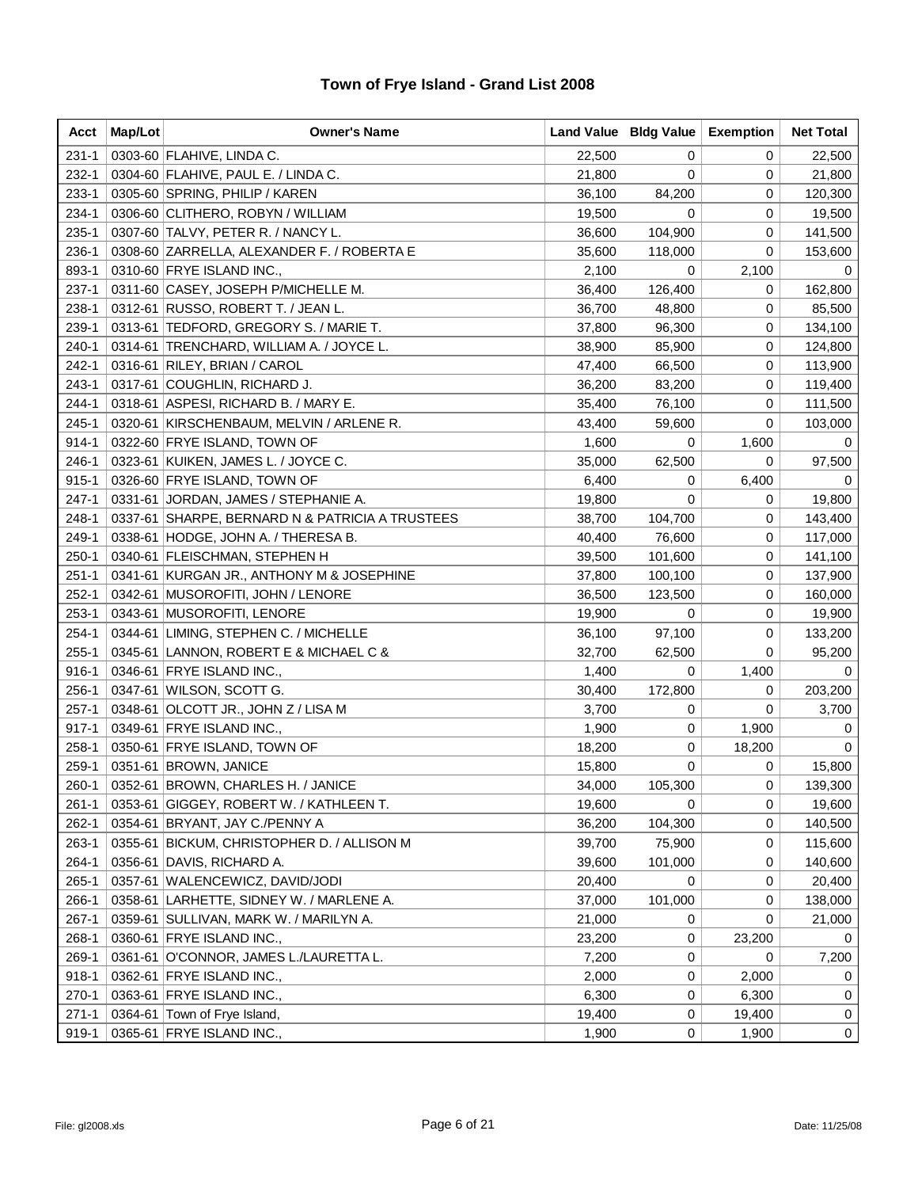# Town of Frye Island - Grand List 2008

| Acct | Map/Lot | Owner's Name | Land Value | Bldg Value | Exemption | Net Total |
|---|---|---|---|---|---|---|
| 231-1 | 0303-60 | FLAHIVE, LINDA C. | 22,500 | 0 | 0 | 22,500 |
| 232-1 | 0304-60 | FLAHIVE, PAUL E. / LINDA C. | 21,800 | 0 | 0 | 21,800 |
| 233-1 | 0305-60 | SPRING, PHILIP / KAREN | 36,100 | 84,200 | 0 | 120,300 |
| 234-1 | 0306-60 | CLITHERO, ROBYN / WILLIAM | 19,500 | 0 | 0 | 19,500 |
| 235-1 | 0307-60 | TALVY, PETER R. / NANCY L. | 36,600 | 104,900 | 0 | 141,500 |
| 236-1 | 0308-60 | ZARRELLA, ALEXANDER F. / ROBERTA E | 35,600 | 118,000 | 0 | 153,600 |
| 893-1 | 0310-60 | FRYE ISLAND INC., | 2,100 | 0 | 2,100 | 0 |
| 237-1 | 0311-60 | CASEY, JOSEPH P/MICHELLE M. | 36,400 | 126,400 | 0 | 162,800 |
| 238-1 | 0312-61 | RUSSO, ROBERT T. / JEAN L. | 36,700 | 48,800 | 0 | 85,500 |
| 239-1 | 0313-61 | TEDFORD, GREGORY S. / MARIE T. | 37,800 | 96,300 | 0 | 134,100 |
| 240-1 | 0314-61 | TRENCHARD, WILLIAM A. / JOYCE L. | 38,900 | 85,900 | 0 | 124,800 |
| 242-1 | 0316-61 | RILEY, BRIAN / CAROL | 47,400 | 66,500 | 0 | 113,900 |
| 243-1 | 0317-61 | COUGHLIN, RICHARD J. | 36,200 | 83,200 | 0 | 119,400 |
| 244-1 | 0318-61 | ASPESI, RICHARD B. / MARY E. | 35,400 | 76,100 | 0 | 111,500 |
| 245-1 | 0320-61 | KIRSCHENBAUM, MELVIN / ARLENE R. | 43,400 | 59,600 | 0 | 103,000 |
| 914-1 | 0322-60 | FRYE ISLAND, TOWN OF | 1,600 | 0 | 1,600 | 0 |
| 246-1 | 0323-61 | KUIKEN, JAMES L. / JOYCE C. | 35,000 | 62,500 | 0 | 97,500 |
| 915-1 | 0326-60 | FRYE ISLAND, TOWN OF | 6,400 | 0 | 6,400 | 0 |
| 247-1 | 0331-61 | JORDAN, JAMES / STEPHANIE A. | 19,800 | 0 | 0 | 19,800 |
| 248-1 | 0337-61 | SHARPE, BERNARD N & PATRICIA A TRUSTEES | 38,700 | 104,700 | 0 | 143,400 |
| 249-1 | 0338-61 | HODGE, JOHN A. / THERESA B. | 40,400 | 76,600 | 0 | 117,000 |
| 250-1 | 0340-61 | FLEISCHMAN, STEPHEN H | 39,500 | 101,600 | 0 | 141,100 |
| 251-1 | 0341-61 | KURGAN JR., ANTHONY M & JOSEPHINE | 37,800 | 100,100 | 0 | 137,900 |
| 252-1 | 0342-61 | MUSOROFITI, JOHN / LENORE | 36,500 | 123,500 | 0 | 160,000 |
| 253-1 | 0343-61 | MUSOROFITI, LENORE | 19,900 | 0 | 0 | 19,900 |
| 254-1 | 0344-61 | LIMING, STEPHEN C. / MICHELLE | 36,100 | 97,100 | 0 | 133,200 |
| 255-1 | 0345-61 | LANNON, ROBERT E & MICHAEL C & | 32,700 | 62,500 | 0 | 95,200 |
| 916-1 | 0346-61 | FRYE ISLAND INC., | 1,400 | 0 | 1,400 | 0 |
| 256-1 | 0347-61 | WILSON, SCOTT G. | 30,400 | 172,800 | 0 | 203,200 |
| 257-1 | 0348-61 | OLCOTT JR., JOHN Z / LISA M | 3,700 | 0 | 0 | 3,700 |
| 917-1 | 0349-61 | FRYE ISLAND INC., | 1,900 | 0 | 1,900 | 0 |
| 258-1 | 0350-61 | FRYE ISLAND, TOWN OF | 18,200 | 0 | 18,200 | 0 |
| 259-1 | 0351-61 | BROWN, JANICE | 15,800 | 0 | 0 | 15,800 |
| 260-1 | 0352-61 | BROWN, CHARLES H. / JANICE | 34,000 | 105,300 | 0 | 139,300 |
| 261-1 | 0353-61 | GIGGEY, ROBERT W. / KATHLEEN T. | 19,600 | 0 | 0 | 19,600 |
| 262-1 | 0354-61 | BRYANT, JAY C./PENNY A | 36,200 | 104,300 | 0 | 140,500 |
| 263-1 | 0355-61 | BICKUM, CHRISTOPHER D. / ALLISON M | 39,700 | 75,900 | 0 | 115,600 |
| 264-1 | 0356-61 | DAVIS, RICHARD A. | 39,600 | 101,000 | 0 | 140,600 |
| 265-1 | 0357-61 | WALENCEWICZ, DAVID/JODI | 20,400 | 0 | 0 | 20,400 |
| 266-1 | 0358-61 | LARHETTE, SIDNEY W. / MARLENE A. | 37,000 | 101,000 | 0 | 138,000 |
| 267-1 | 0359-61 | SULLIVAN, MARK W. / MARILYN A. | 21,000 | 0 | 0 | 21,000 |
| 268-1 | 0360-61 | FRYE ISLAND INC., | 23,200 | 0 | 23,200 | 0 |
| 269-1 | 0361-61 | O'CONNOR, JAMES L./LAURETTA L. | 7,200 | 0 | 0 | 7,200 |
| 918-1 | 0362-61 | FRYE ISLAND INC., | 2,000 | 0 | 2,000 | 0 |
| 270-1 | 0363-61 | FRYE ISLAND INC., | 6,300 | 0 | 6,300 | 0 |
| 271-1 | 0364-61 | Town of Frye Island, | 19,400 | 0 | 19,400 | 0 |
| 919-1 | 0365-61 | FRYE ISLAND INC., | 1,900 | 0 | 1,900 | 0 |

File: gl2008.xls | Date: 11/25/08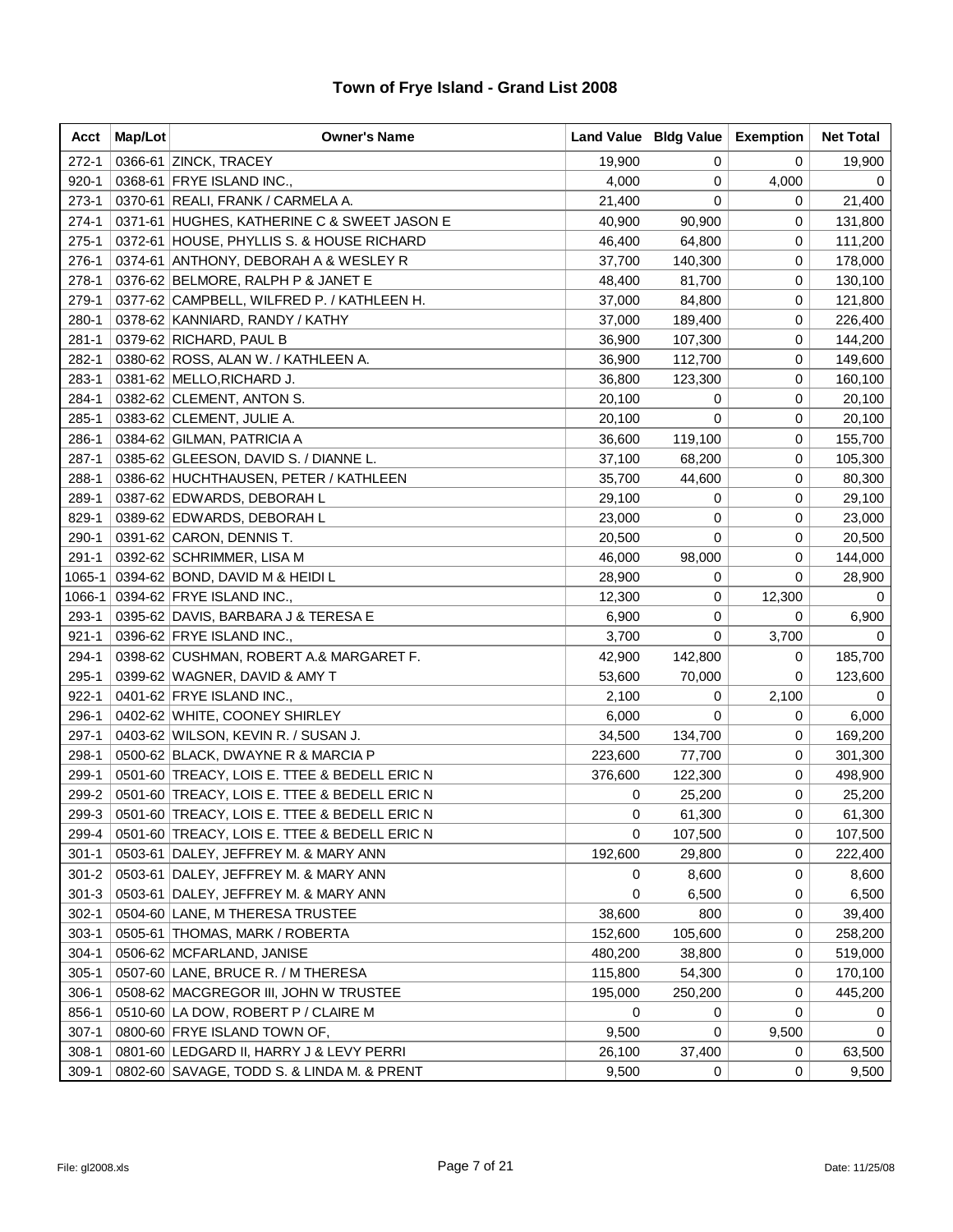# Town of Frye Island - Grand List 2008

| Acct | Map/Lot | Owner's Name | Land Value | Bldg Value | Exemption | Net Total |
|---|---|---|---|---|---|---|
| 272-1 | 0366-61 | ZINCK, TRACEY | 19,900 | 0 | 0 | 19,900 |
| 920-1 | 0368-61 | FRYE ISLAND INC., | 4,000 | 0 | 4,000 | 0 |
| 273-1 | 0370-61 | REALI, FRANK / CARMELA A. | 21,400 | 0 | 0 | 21,400 |
| 274-1 | 0371-61 | HUGHES, KATHERINE C & SWEET JASON E | 40,900 | 90,900 | 0 | 131,800 |
| 275-1 | 0372-61 | HOUSE, PHYLLIS S. & HOUSE RICHARD | 46,400 | 64,800 | 0 | 111,200 |
| 276-1 | 0374-61 | ANTHONY, DEBORAH A & WESLEY R | 37,700 | 140,300 | 0 | 178,000 |
| 278-1 | 0376-62 | BELMORE, RALPH P & JANET E | 48,400 | 81,700 | 0 | 130,100 |
| 279-1 | 0377-62 | CAMPBELL, WILFRED P. / KATHLEEN H. | 37,000 | 84,800 | 0 | 121,800 |
| 280-1 | 0378-62 | KANNIARD, RANDY / KATHY | 37,000 | 189,400 | 0 | 226,400 |
| 281-1 | 0379-62 | RICHARD, PAUL B | 36,900 | 107,300 | 0 | 144,200 |
| 282-1 | 0380-62 | ROSS, ALAN W. / KATHLEEN A. | 36,900 | 112,700 | 0 | 149,600 |
| 283-1 | 0381-62 | MELLO,RICHARD J. | 36,800 | 123,300 | 0 | 160,100 |
| 284-1 | 0382-62 | CLEMENT, ANTON S. | 20,100 | 0 | 0 | 20,100 |
| 285-1 | 0383-62 | CLEMENT, JULIE A. | 20,100 | 0 | 0 | 20,100 |
| 286-1 | 0384-62 | GILMAN, PATRICIA A | 36,600 | 119,100 | 0 | 155,700 |
| 287-1 | 0385-62 | GLEESON, DAVID S. / DIANNE L. | 37,100 | 68,200 | 0 | 105,300 |
| 288-1 | 0386-62 | HUCHTHAUSEN, PETER / KATHLEEN | 35,700 | 44,600 | 0 | 80,300 |
| 289-1 | 0387-62 | EDWARDS, DEBORAH L | 29,100 | 0 | 0 | 29,100 |
| 829-1 | 0389-62 | EDWARDS, DEBORAH L | 23,000 | 0 | 0 | 23,000 |
| 290-1 | 0391-62 | CARON, DENNIS T. | 20,500 | 0 | 0 | 20,500 |
| 291-1 | 0392-62 | SCHRIMMER, LISA M | 46,000 | 98,000 | 0 | 144,000 |
| 1065-1 | 0394-62 | BOND, DAVID M & HEIDI L | 28,900 | 0 | 0 | 28,900 |
| 1066-1 | 0394-62 | FRYE ISLAND INC., | 12,300 | 0 | 12,300 | 0 |
| 293-1 | 0395-62 | DAVIS, BARBARA J & TERESA E | 6,900 | 0 | 0 | 6,900 |
| 921-1 | 0396-62 | FRYE ISLAND INC., | 3,700 | 0 | 3,700 | 0 |
| 294-1 | 0398-62 | CUSHMAN, ROBERT A.& MARGARET F. | 42,900 | 142,800 | 0 | 185,700 |
| 295-1 | 0399-62 | WAGNER, DAVID & AMY T | 53,600 | 70,000 | 0 | 123,600 |
| 922-1 | 0401-62 | FRYE ISLAND INC., | 2,100 | 0 | 2,100 | 0 |
| 296-1 | 0402-62 | WHITE, COONEY SHIRLEY | 6,000 | 0 | 0 | 6,000 |
| 297-1 | 0403-62 | WILSON, KEVIN R. / SUSAN J. | 34,500 | 134,700 | 0 | 169,200 |
| 298-1 | 0500-62 | BLACK, DWAYNE R & MARCIA P | 223,600 | 77,700 | 0 | 301,300 |
| 299-1 | 0501-60 | TREACY, LOIS E. TTEE & BEDELL ERIC N | 376,600 | 122,300 | 0 | 498,900 |
| 299-2 | 0501-60 | TREACY, LOIS E. TTEE & BEDELL ERIC N | 0 | 25,200 | 0 | 25,200 |
| 299-3 | 0501-60 | TREACY, LOIS E. TTEE & BEDELL ERIC N | 0 | 61,300 | 0 | 61,300 |
| 299-4 | 0501-60 | TREACY, LOIS E. TTEE & BEDELL ERIC N | 0 | 107,500 | 0 | 107,500 |
| 301-1 | 0503-61 | DALEY, JEFFREY M. & MARY ANN | 192,600 | 29,800 | 0 | 222,400 |
| 301-2 | 0503-61 | DALEY, JEFFREY M. & MARY ANN | 0 | 8,600 | 0 | 8,600 |
| 301-3 | 0503-61 | DALEY, JEFFREY M. & MARY ANN | 0 | 6,500 | 0 | 6,500 |
| 302-1 | 0504-60 | LANE, M THERESA TRUSTEE | 38,600 | 800 | 0 | 39,400 |
| 303-1 | 0505-61 | THOMAS, MARK / ROBERTA | 152,600 | 105,600 | 0 | 258,200 |
| 304-1 | 0506-62 | MCFARLAND, JANISE | 480,200 | 38,800 | 0 | 519,000 |
| 305-1 | 0507-60 | LANE, BRUCE R. / M THERESA | 115,800 | 54,300 | 0 | 170,100 |
| 306-1 | 0508-62 | MACGREGOR III, JOHN W TRUSTEE | 195,000 | 250,200 | 0 | 445,200 |
| 856-1 | 0510-60 | LA DOW, ROBERT P / CLAIRE M | 0 | 0 | 0 | 0 |
| 307-1 | 0800-60 | FRYE ISLAND TOWN OF, | 9,500 | 0 | 9,500 | 0 |
| 308-1 | 0801-60 | LEDGARD II, HARRY J & LEVY PERRI | 26,100 | 37,400 | 0 | 63,500 |
| 309-1 | 0802-60 | SAVAGE, TODD S. & LINDA M. & PRENT | 9,500 | 0 | 0 | 9,500 |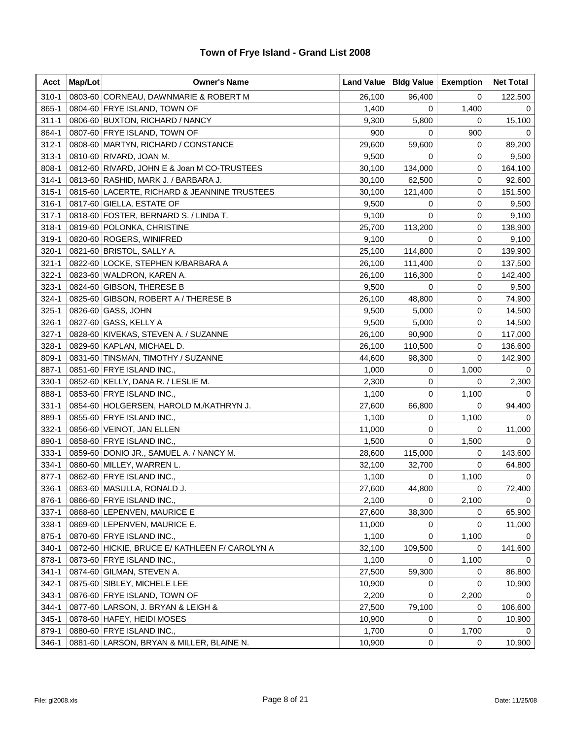# Town of Frye Island - Grand List 2008

| Acct | Map/Lot | Owner's Name | Land Value | Bldg Value | Exemption | Net Total |
|---|---|---|---|---|---|---|
| 310-1 | 0803-60 | CORNEAU, DAWNMARIE & ROBERT M | 26,100 | 96,400 | 0 | 122,500 |
| 865-1 | 0804-60 | FRYE ISLAND, TOWN OF | 1,400 | 0 | 1,400 | 0 |
| 311-1 | 0806-60 | BUXTON, RICHARD / NANCY | 9,300 | 5,800 | 0 | 15,100 |
| 864-1 | 0807-60 | FRYE ISLAND, TOWN OF | 900 | 0 | 900 | 0 |
| 312-1 | 0808-60 | MARTYN, RICHARD / CONSTANCE | 29,600 | 59,600 | 0 | 89,200 |
| 313-1 | 0810-60 | RIVARD, JOAN M. | 9,500 | 0 | 0 | 9,500 |
| 808-1 | 0812-60 | RIVARD, JOHN E & Joan M CO-TRUSTEES | 30,100 | 134,000 | 0 | 164,100 |
| 314-1 | 0813-60 | RASHID, MARK J. / BARBARA J. | 30,100 | 62,500 | 0 | 92,600 |
| 315-1 | 0815-60 | LACERTE, RICHARD & JEANNINE TRUSTEES | 30,100 | 121,400 | 0 | 151,500 |
| 316-1 | 0817-60 | GIELLA, ESTATE OF | 9,500 | 0 | 0 | 9,500 |
| 317-1 | 0818-60 | FOSTER, BERNARD S. / LINDA T. | 9,100 | 0 | 0 | 9,100 |
| 318-1 | 0819-60 | POLONKA, CHRISTINE | 25,700 | 113,200 | 0 | 138,900 |
| 319-1 | 0820-60 | ROGERS, WINIFRED | 9,100 | 0 | 0 | 9,100 |
| 320-1 | 0821-60 | BRISTOL, SALLY A. | 25,100 | 114,800 | 0 | 139,900 |
| 321-1 | 0822-60 | LOCKE, STEPHEN K/BARBARA A | 26,100 | 111,400 | 0 | 137,500 |
| 322-1 | 0823-60 | WALDRON, KAREN A. | 26,100 | 116,300 | 0 | 142,400 |
| 323-1 | 0824-60 | GIBSON, THERESE B | 9,500 | 0 | 0 | 9,500 |
| 324-1 | 0825-60 | GIBSON, ROBERT A / THERESE B | 26,100 | 48,800 | 0 | 74,900 |
| 325-1 | 0826-60 | GASS, JOHN | 9,500 | 5,000 | 0 | 14,500 |
| 326-1 | 0827-60 | GASS, KELLY A | 9,500 | 5,000 | 0 | 14,500 |
| 327-1 | 0828-60 | KIVEKAS, STEVEN A. / SUZANNE | 26,100 | 90,900 | 0 | 117,000 |
| 328-1 | 0829-60 | KAPLAN, MICHAEL D. | 26,100 | 110,500 | 0 | 136,600 |
| 809-1 | 0831-60 | TINSMAN, TIMOTHY / SUZANNE | 44,600 | 98,300 | 0 | 142,900 |
| 887-1 | 0851-60 | FRYE ISLAND INC., | 1,000 | 0 | 1,000 | 0 |
| 330-1 | 0852-60 | KELLY, DANA R. / LESLIE M. | 2,300 | 0 | 0 | 2,300 |
| 888-1 | 0853-60 | FRYE ISLAND INC., | 1,100 | 0 | 1,100 | 0 |
| 331-1 | 0854-60 | HOLGERSEN, HAROLD M./KATHRYN J. | 27,600 | 66,800 | 0 | 94,400 |
| 889-1 | 0855-60 | FRYE ISLAND INC., | 1,100 | 0 | 1,100 | 0 |
| 332-1 | 0856-60 | VEINOT, JAN ELLEN | 11,000 | 0 | 0 | 11,000 |
| 890-1 | 0858-60 | FRYE ISLAND INC., | 1,500 | 0 | 1,500 | 0 |
| 333-1 | 0859-60 | DONIO JR., SAMUEL A. / NANCY M. | 28,600 | 115,000 | 0 | 143,600 |
| 334-1 | 0860-60 | MILLEY, WARREN L. | 32,100 | 32,700 | 0 | 64,800 |
| 877-1 | 0862-60 | FRYE ISLAND INC., | 1,100 | 0 | 1,100 | 0 |
| 336-1 | 0863-60 | MASULLA, RONALD J. | 27,600 | 44,800 | 0 | 72,400 |
| 876-1 | 0866-60 | FRYE ISLAND INC., | 2,100 | 0 | 2,100 | 0 |
| 337-1 | 0868-60 | LEPENVEN, MAURICE E | 27,600 | 38,300 | 0 | 65,900 |
| 338-1 | 0869-60 | LEPENVEN, MAURICE E. | 11,000 | 0 | 0 | 11,000 |
| 875-1 | 0870-60 | FRYE ISLAND INC., | 1,100 | 0 | 1,100 | 0 |
| 340-1 | 0872-60 | HICKIE, BRUCE E/ KATHLEEN F/ CAROLYN A | 32,100 | 109,500 | 0 | 141,600 |
| 878-1 | 0873-60 | FRYE ISLAND INC., | 1,100 | 0 | 1,100 | 0 |
| 341-1 | 0874-60 | GILMAN, STEVEN A. | 27,500 | 59,300 | 0 | 86,800 |
| 342-1 | 0875-60 | SIBLEY, MICHELE LEE | 10,900 | 0 | 0 | 10,900 |
| 343-1 | 0876-60 | FRYE ISLAND, TOWN OF | 2,200 | 0 | 2,200 | 0 |
| 344-1 | 0877-60 | LARSON, J. BRYAN & LEIGH & | 27,500 | 79,100 | 0 | 106,600 |
| 345-1 | 0878-60 | HAFEY, HEIDI MOSES | 10,900 | 0 | 0 | 10,900 |
| 879-1 | 0880-60 | FRYE ISLAND INC., | 1,700 | 0 | 1,700 | 0 |
| 346-1 | 0881-60 | LARSON, BRYAN & MILLER, BLAINE N. | 10,900 | 0 | 0 | 10,900 |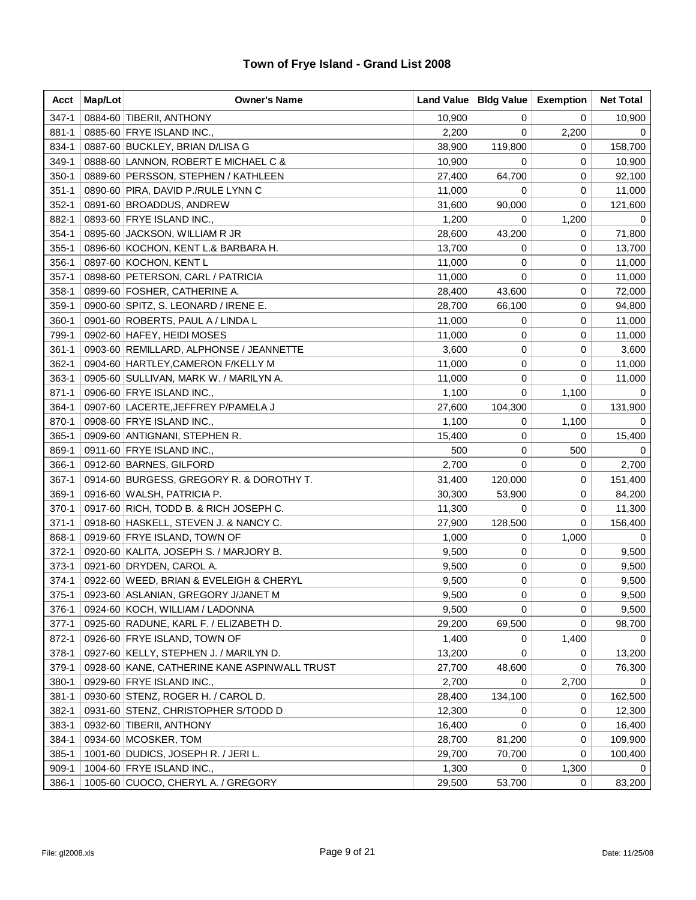# Town of Frye Island - Grand List 2008

| Acct | Map/Lot | Owner's Name | Land Value | Bldg Value | Exemption | Net Total |
|---|---|---|---|---|---|---|
| 347-1 | 0884-60 | TIBERII, ANTHONY | 10,900 | 0 | 0 | 10,900 |
| 881-1 | 0885-60 | FRYE ISLAND INC., | 2,200 | 0 | 2,200 | 0 |
| 834-1 | 0887-60 | BUCKLEY, BRIAN D/LISA G | 38,900 | 119,800 | 0 | 158,700 |
| 349-1 | 0888-60 | LANNON, ROBERT E MICHAEL C & | 10,900 | 0 | 0 | 10,900 |
| 350-1 | 0889-60 | PERSSON, STEPHEN / KATHLEEN | 27,400 | 64,700 | 0 | 92,100 |
| 351-1 | 0890-60 | PIRA, DAVID P./RULE LYNN C | 11,000 | 0 | 0 | 11,000 |
| 352-1 | 0891-60 | BROADDUS, ANDREW | 31,600 | 90,000 | 0 | 121,600 |
| 882-1 | 0893-60 | FRYE ISLAND INC., | 1,200 | 0 | 1,200 | 0 |
| 354-1 | 0895-60 | JACKSON, WILLIAM R JR | 28,600 | 43,200 | 0 | 71,800 |
| 355-1 | 0896-60 | KOCHON, KENT L.& BARBARA H. | 13,700 | 0 | 0 | 13,700 |
| 356-1 | 0897-60 | KOCHON, KENT L | 11,000 | 0 | 0 | 11,000 |
| 357-1 | 0898-60 | PETERSON, CARL / PATRICIA | 11,000 | 0 | 0 | 11,000 |
| 358-1 | 0899-60 | FOSHER, CATHERINE A. | 28,400 | 43,600 | 0 | 72,000 |
| 359-1 | 0900-60 | SPITZ, S. LEONARD / IRENE E. | 28,700 | 66,100 | 0 | 94,800 |
| 360-1 | 0901-60 | ROBERTS, PAUL A / LINDA L | 11,000 | 0 | 0 | 11,000 |
| 799-1 | 0902-60 | HAFEY, HEIDI MOSES | 11,000 | 0 | 0 | 11,000 |
| 361-1 | 0903-60 | REMILLARD, ALPHONSE / JEANNETTE | 3,600 | 0 | 0 | 3,600 |
| 362-1 | 0904-60 | HARTLEY,CAMERON F/KELLY M | 11,000 | 0 | 0 | 11,000 |
| 363-1 | 0905-60 | SULLIVAN, MARK W. / MARILYN A. | 11,000 | 0 | 0 | 11,000 |
| 871-1 | 0906-60 | FRYE ISLAND INC., | 1,100 | 0 | 1,100 | 0 |
| 364-1 | 0907-60 | LACERTE,JEFFREY P/PAMELA J | 27,600 | 104,300 | 0 | 131,900 |
| 870-1 | 0908-60 | FRYE ISLAND INC., | 1,100 | 0 | 1,100 | 0 |
| 365-1 | 0909-60 | ANTIGNANI, STEPHEN R. | 15,400 | 0 | 0 | 15,400 |
| 869-1 | 0911-60 | FRYE ISLAND INC., | 500 | 0 | 500 | 0 |
| 366-1 | 0912-60 | BARNES, GILFORD | 2,700 | 0 | 0 | 2,700 |
| 367-1 | 0914-60 | BURGESS, GREGORY R. & DOROTHY T. | 31,400 | 120,000 | 0 | 151,400 |
| 369-1 | 0916-60 | WALSH, PATRICIA P. | 30,300 | 53,900 | 0 | 84,200 |
| 370-1 | 0917-60 | RICH, TODD B. & RICH JOSEPH C. | 11,300 | 0 | 0 | 11,300 |
| 371-1 | 0918-60 | HASKELL, STEVEN J. & NANCY C. | 27,900 | 128,500 | 0 | 156,400 |
| 868-1 | 0919-60 | FRYE ISLAND, TOWN OF | 1,000 | 0 | 1,000 | 0 |
| 372-1 | 0920-60 | KALITA, JOSEPH S. / MARJORY B. | 9,500 | 0 | 0 | 9,500 |
| 373-1 | 0921-60 | DRYDEN, CAROL A. | 9,500 | 0 | 0 | 9,500 |
| 374-1 | 0922-60 | WEED, BRIAN & EVELEIGH & CHERYL | 9,500 | 0 | 0 | 9,500 |
| 375-1 | 0923-60 | ASLANIAN, GREGORY J/JANET M | 9,500 | 0 | 0 | 9,500 |
| 376-1 | 0924-60 | KOCH, WILLIAM / LADONNA | 9,500 | 0 | 0 | 9,500 |
| 377-1 | 0925-60 | RADUNE, KARL F. / ELIZABETH D. | 29,200 | 69,500 | 0 | 98,700 |
| 872-1 | 0926-60 | FRYE ISLAND, TOWN OF | 1,400 | 0 | 1,400 | 0 |
| 378-1 | 0927-60 | KELLY, STEPHEN J. / MARILYN D. | 13,200 | 0 | 0 | 13,200 |
| 379-1 | 0928-60 | KANE, CATHERINE KANE ASPINWALL TRUST | 27,700 | 48,600 | 0 | 76,300 |
| 380-1 | 0929-60 | FRYE ISLAND INC., | 2,700 | 0 | 2,700 | 0 |
| 381-1 | 0930-60 | STENZ, ROGER H. / CAROL D. | 28,400 | 134,100 | 0 | 162,500 |
| 382-1 | 0931-60 | STENZ, CHRISTOPHER S/TODD D | 12,300 | 0 | 0 | 12,300 |
| 383-1 | 0932-60 | TIBERII, ANTHONY | 16,400 | 0 | 0 | 16,400 |
| 384-1 | 0934-60 | MCOSKER, TOM | 28,700 | 81,200 | 0 | 109,900 |
| 385-1 | 1001-60 | DUDICS, JOSEPH R. / JERI L. | 29,700 | 70,700 | 0 | 100,400 |
| 909-1 | 1004-60 | FRYE ISLAND INC., | 1,300 | 0 | 1,300 | 0 |
| 386-1 | 1005-60 | CUOCO, CHERYL A. / GREGORY | 29,500 | 53,700 | 0 | 83,200 |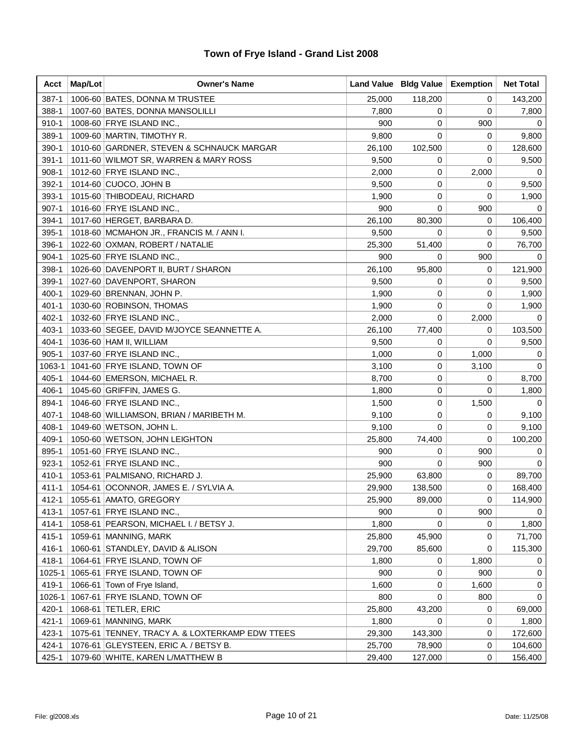# Town of Frye Island - Grand List 2008

| Acct | Map/Lot | Owner's Name | Land Value | Bldg Value | Exemption | Net Total |
|---|---|---|---|---|---|---|
| 387-1 | 1006-60 | BATES, DONNA M TRUSTEE | 25,000 | 118,200 | 0 | 143,200 |
| 388-1 | 1007-60 | BATES, DONNA MANSOLILLI | 7,800 | 0 | 0 | 7,800 |
| 910-1 | 1008-60 | FRYE ISLAND INC., | 900 | 0 | 900 | 0 |
| 389-1 | 1009-60 | MARTIN, TIMOTHY R. | 9,800 | 0 | 0 | 9,800 |
| 390-1 | 1010-60 | GARDNER, STEVEN & SCHNAUCK MARGAR | 26,100 | 102,500 | 0 | 128,600 |
| 391-1 | 1011-60 | WILMOT SR, WARREN & MARY ROSS | 9,500 | 0 | 0 | 9,500 |
| 908-1 | 1012-60 | FRYE ISLAND INC., | 2,000 | 0 | 2,000 | 0 |
| 392-1 | 1014-60 | CUOCO, JOHN B | 9,500 | 0 | 0 | 9,500 |
| 393-1 | 1015-60 | THIBODEAU, RICHARD | 1,900 | 0 | 0 | 1,900 |
| 907-1 | 1016-60 | FRYE ISLAND INC., | 900 | 0 | 900 | 0 |
| 394-1 | 1017-60 | HERGET, BARBARA D. | 26,100 | 80,300 | 0 | 106,400 |
| 395-1 | 1018-60 | MCMAHON JR., FRANCIS M. / ANN I. | 9,500 | 0 | 0 | 9,500 |
| 396-1 | 1022-60 | OXMAN, ROBERT / NATALIE | 25,300 | 51,400 | 0 | 76,700 |
| 904-1 | 1025-60 | FRYE ISLAND INC., | 900 | 0 | 900 | 0 |
| 398-1 | 1026-60 | DAVENPORT II, BURT / SHARON | 26,100 | 95,800 | 0 | 121,900 |
| 399-1 | 1027-60 | DAVENPORT, SHARON | 9,500 | 0 | 0 | 9,500 |
| 400-1 | 1029-60 | BRENNAN, JOHN P. | 1,900 | 0 | 0 | 1,900 |
| 401-1 | 1030-60 | ROBINSON, THOMAS | 1,900 | 0 | 0 | 1,900 |
| 402-1 | 1032-60 | FRYE ISLAND INC., | 2,000 | 0 | 2,000 | 0 |
| 403-1 | 1033-60 | SEGEE, DAVID M/JOYCE SEANNETTE A. | 26,100 | 77,400 | 0 | 103,500 |
| 404-1 | 1036-60 | HAM II, WILLIAM | 9,500 | 0 | 0 | 9,500 |
| 905-1 | 1037-60 | FRYE ISLAND INC., | 1,000 | 0 | 1,000 | 0 |
| 1063-1 | 1041-60 | FRYE ISLAND, TOWN OF | 3,100 | 0 | 3,100 | 0 |
| 405-1 | 1044-60 | EMERSON, MICHAEL R. | 8,700 | 0 | 0 | 8,700 |
| 406-1 | 1045-60 | GRIFFIN, JAMES G. | 1,800 | 0 | 0 | 1,800 |
| 894-1 | 1046-60 | FRYE ISLAND INC., | 1,500 | 0 | 1,500 | 0 |
| 407-1 | 1048-60 | WILLIAMSON, BRIAN / MARIBETH M. | 9,100 | 0 | 0 | 9,100 |
| 408-1 | 1049-60 | WETSON, JOHN L. | 9,100 | 0 | 0 | 9,100 |
| 409-1 | 1050-60 | WETSON, JOHN LEIGHTON | 25,800 | 74,400 | 0 | 100,200 |
| 895-1 | 1051-60 | FRYE ISLAND INC., | 900 | 0 | 900 | 0 |
| 923-1 | 1052-61 | FRYE ISLAND INC., | 900 | 0 | 900 | 0 |
| 410-1 | 1053-61 | PALMISANO, RICHARD J. | 25,900 | 63,800 | 0 | 89,700 |
| 411-1 | 1054-61 | OCONNOR, JAMES E. / SYLVIA A. | 29,900 | 138,500 | 0 | 168,400 |
| 412-1 | 1055-61 | AMATO, GREGORY | 25,900 | 89,000 | 0 | 114,900 |
| 413-1 | 1057-61 | FRYE ISLAND INC., | 900 | 0 | 900 | 0 |
| 414-1 | 1058-61 | PEARSON, MICHAEL I. / BETSY J. | 1,800 | 0 | 0 | 1,800 |
| 415-1 | 1059-61 | MANNING, MARK | 25,800 | 45,900 | 0 | 71,700 |
| 416-1 | 1060-61 | STANDLEY, DAVID & ALISON | 29,700 | 85,600 | 0 | 115,300 |
| 418-1 | 1064-61 | FRYE ISLAND, TOWN OF | 1,800 | 0 | 1,800 | 0 |
| 1025-1 | 1065-61 | FRYE ISLAND, TOWN OF | 900 | 0 | 900 | 0 |
| 419-1 | 1066-61 | Town of Frye Island, | 1,600 | 0 | 1,600 | 0 |
| 1026-1 | 1067-61 | FRYE ISLAND, TOWN OF | 800 | 0 | 800 | 0 |
| 420-1 | 1068-61 | TETLER, ERIC | 25,800 | 43,200 | 0 | 69,000 |
| 421-1 | 1069-61 | MANNING, MARK | 1,800 | 0 | 0 | 1,800 |
| 423-1 | 1075-61 | TENNEY, TRACY A. & LOXTERKAMP EDW TTEES | 29,300 | 143,300 | 0 | 172,600 |
| 424-1 | 1076-61 | GLEYSTEEN, ERIC A. / BETSY B. | 25,700 | 78,900 | 0 | 104,600 |
| 425-1 | 1079-60 | WHITE, KAREN L/MATTHEW B | 29,400 | 127,000 | 0 | 156,400 |

File: gl2008.xls Date: 11/25/08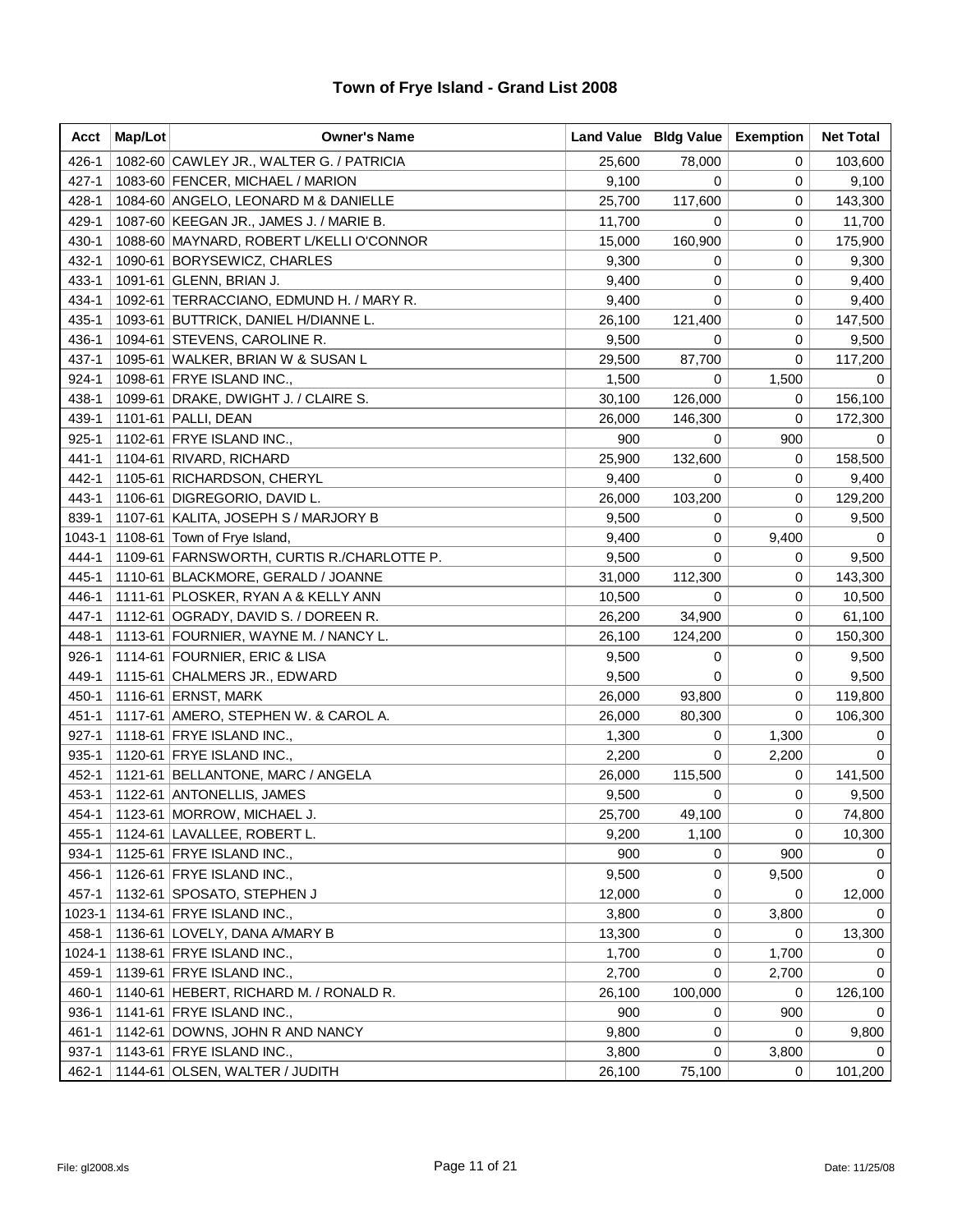# Town of Frye Island - Grand List 2008

| Acct | Map/Lot | Owner's Name | Land Value | Bldg Value | Exemption | Net Total |
|---|---|---|---|---|---|---|
| 426-1 | 1082-60 | CAWLEY JR., WALTER G. / PATRICIA | 25,600 | 78,000 | 0 | 103,600 |
| 427-1 | 1083-60 | FENCER, MICHAEL / MARION | 9,100 | 0 | 0 | 9,100 |
| 428-1 | 1084-60 | ANGELO, LEONARD M & DANIELLE | 25,700 | 117,600 | 0 | 143,300 |
| 429-1 | 1087-60 | KEEGAN JR., JAMES J. / MARIE B. | 11,700 | 0 | 0 | 11,700 |
| 430-1 | 1088-60 | MAYNARD, ROBERT L/KELLI O'CONNOR | 15,000 | 160,900 | 0 | 175,900 |
| 432-1 | 1090-61 | BORYSEWICZ, CHARLES | 9,300 | 0 | 0 | 9,300 |
| 433-1 | 1091-61 | GLENN, BRIAN J. | 9,400 | 0 | 0 | 9,400 |
| 434-1 | 1092-61 | TERRACCIANO, EDMUND H. / MARY R. | 9,400 | 0 | 0 | 9,400 |
| 435-1 | 1093-61 | BUTTRICK, DANIEL H/DIANNE L. | 26,100 | 121,400 | 0 | 147,500 |
| 436-1 | 1094-61 | STEVENS, CAROLINE R. | 9,500 | 0 | 0 | 9,500 |
| 437-1 | 1095-61 | WALKER, BRIAN W & SUSAN L | 29,500 | 87,700 | 0 | 117,200 |
| 924-1 | 1098-61 | FRYE ISLAND INC., | 1,500 | 0 | 1,500 | 0 |
| 438-1 | 1099-61 | DRAKE, DWIGHT J. / CLAIRE S. | 30,100 | 126,000 | 0 | 156,100 |
| 439-1 | 1101-61 | PALLI, DEAN | 26,000 | 146,300 | 0 | 172,300 |
| 925-1 | 1102-61 | FRYE ISLAND INC., | 900 | 0 | 900 | 0 |
| 441-1 | 1104-61 | RIVARD, RICHARD | 25,900 | 132,600 | 0 | 158,500 |
| 442-1 | 1105-61 | RICHARDSON, CHERYL | 9,400 | 0 | 0 | 9,400 |
| 443-1 | 1106-61 | DIGREGORIO, DAVID L. | 26,000 | 103,200 | 0 | 129,200 |
| 839-1 | 1107-61 | KALITA, JOSEPH S / MARJORY B | 9,500 | 0 | 0 | 9,500 |
| 1043-1 | 1108-61 | Town of Frye Island, | 9,400 | 0 | 9,400 | 0 |
| 444-1 | 1109-61 | FARNSWORTH, CURTIS R./CHARLOTTE P. | 9,500 | 0 | 0 | 9,500 |
| 445-1 | 1110-61 | BLACKMORE, GERALD / JOANNE | 31,000 | 112,300 | 0 | 143,300 |
| 446-1 | 1111-61 | PLOSKER, RYAN A & KELLY ANN | 10,500 | 0 | 0 | 10,500 |
| 447-1 | 1112-61 | OGRADY, DAVID S. / DOREEN R. | 26,200 | 34,900 | 0 | 61,100 |
| 448-1 | 1113-61 | FOURNIER, WAYNE M. / NANCY L. | 26,100 | 124,200 | 0 | 150,300 |
| 926-1 | 1114-61 | FOURNIER, ERIC & LISA | 9,500 | 0 | 0 | 9,500 |
| 449-1 | 1115-61 | CHALMERS JR., EDWARD | 9,500 | 0 | 0 | 9,500 |
| 450-1 | 1116-61 | ERNST, MARK | 26,000 | 93,800 | 0 | 119,800 |
| 451-1 | 1117-61 | AMERO, STEPHEN W. & CAROL A. | 26,000 | 80,300 | 0 | 106,300 |
| 927-1 | 1118-61 | FRYE ISLAND INC., | 1,300 | 0 | 1,300 | 0 |
| 935-1 | 1120-61 | FRYE ISLAND INC., | 2,200 | 0 | 2,200 | 0 |
| 452-1 | 1121-61 | BELLANTONE, MARC / ANGELA | 26,000 | 115,500 | 0 | 141,500 |
| 453-1 | 1122-61 | ANTONELLIS, JAMES | 9,500 | 0 | 0 | 9,500 |
| 454-1 | 1123-61 | MORROW, MICHAEL J. | 25,700 | 49,100 | 0 | 74,800 |
| 455-1 | 1124-61 | LAVALLEE, ROBERT L. | 9,200 | 1,100 | 0 | 10,300 |
| 934-1 | 1125-61 | FRYE ISLAND INC., | 900 | 0 | 900 | 0 |
| 456-1 | 1126-61 | FRYE ISLAND INC., | 9,500 | 0 | 9,500 | 0 |
| 457-1 | 1132-61 | SPOSATO, STEPHEN J | 12,000 | 0 | 0 | 12,000 |
| 1023-1 | 1134-61 | FRYE ISLAND INC., | 3,800 | 0 | 3,800 | 0 |
| 458-1 | 1136-61 | LOVELY, DANA A/MARY B | 13,300 | 0 | 0 | 13,300 |
| 1024-1 | 1138-61 | FRYE ISLAND INC., | 1,700 | 0 | 1,700 | 0 |
| 459-1 | 1139-61 | FRYE ISLAND INC., | 2,700 | 0 | 2,700 | 0 |
| 460-1 | 1140-61 | HEBERT, RICHARD M. / RONALD R. | 26,100 | 100,000 | 0 | 126,100 |
| 936-1 | 1141-61 | FRYE ISLAND INC., | 900 | 0 | 900 | 0 |
| 461-1 | 1142-61 | DOWNS, JOHN R AND NANCY | 9,800 | 0 | 0 | 9,800 |
| 937-1 | 1143-61 | FRYE ISLAND INC., | 3,800 | 0 | 3,800 | 0 |
| 462-1 | 1144-61 | OLSEN, WALTER / JUDITH | 26,100 | 75,100 | 0 | 101,200 |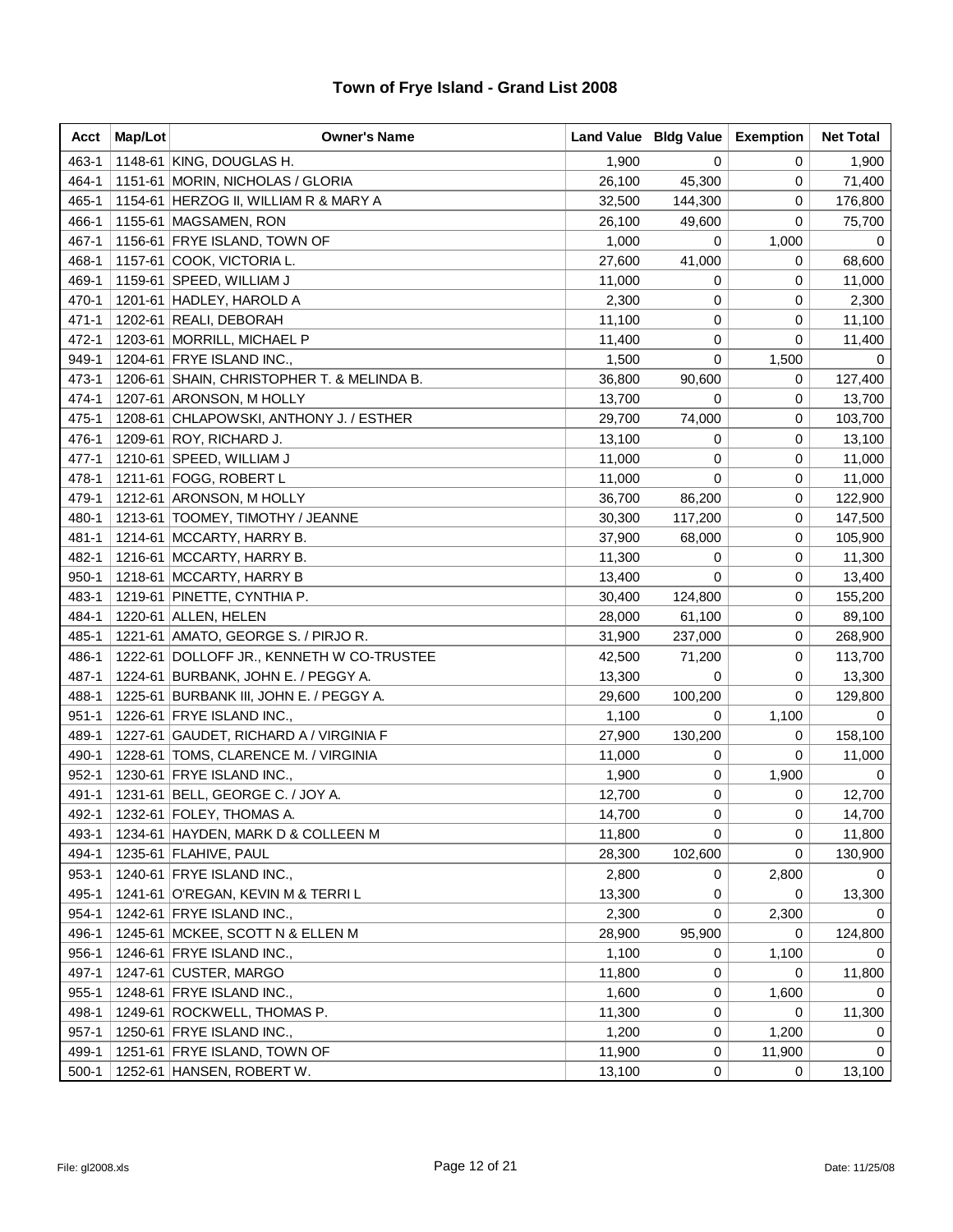# Town of Frye Island - Grand List 2008

| Acct | Map/Lot | Owner's Name | Land Value | Bldg Value | Exemption | Net Total |
|---|---|---|---|---|---|---|
| 463-1 | 1148-61 | KING, DOUGLAS H. | 1,900 | 0 | 0 | 1,900 |
| 464-1 | 1151-61 | MORIN, NICHOLAS / GLORIA | 26,100 | 45,300 | 0 | 71,400 |
| 465-1 | 1154-61 | HERZOG II, WILLIAM R & MARY A | 32,500 | 144,300 | 0 | 176,800 |
| 466-1 | 1155-61 | MAGSAMEN, RON | 26,100 | 49,600 | 0 | 75,700 |
| 467-1 | 1156-61 | FRYE ISLAND, TOWN OF | 1,000 | 0 | 1,000 | 0 |
| 468-1 | 1157-61 | COOK, VICTORIA L. | 27,600 | 41,000 | 0 | 68,600 |
| 469-1 | 1159-61 | SPEED, WILLIAM J | 11,000 | 0 | 0 | 11,000 |
| 470-1 | 1201-61 | HADLEY, HAROLD A | 2,300 | 0 | 0 | 2,300 |
| 471-1 | 1202-61 | REALI, DEBORAH | 11,100 | 0 | 0 | 11,100 |
| 472-1 | 1203-61 | MORRILL, MICHAEL P | 11,400 | 0 | 0 | 11,400 |
| 949-1 | 1204-61 | FRYE ISLAND INC., | 1,500 | 0 | 1,500 | 0 |
| 473-1 | 1206-61 | SHAIN, CHRISTOPHER T. & MELINDA B. | 36,800 | 90,600 | 0 | 127,400 |
| 474-1 | 1207-61 | ARONSON, M HOLLY | 13,700 | 0 | 0 | 13,700 |
| 475-1 | 1208-61 | CHLAPOWSKI, ANTHONY J. / ESTHER | 29,700 | 74,000 | 0 | 103,700 |
| 476-1 | 1209-61 | ROY, RICHARD J. | 13,100 | 0 | 0 | 13,100 |
| 477-1 | 1210-61 | SPEED, WILLIAM J | 11,000 | 0 | 0 | 11,000 |
| 478-1 | 1211-61 | FOGG, ROBERT L | 11,000 | 0 | 0 | 11,000 |
| 479-1 | 1212-61 | ARONSON, M HOLLY | 36,700 | 86,200 | 0 | 122,900 |
| 480-1 | 1213-61 | TOOMEY, TIMOTHY / JEANNE | 30,300 | 117,200 | 0 | 147,500 |
| 481-1 | 1214-61 | MCCARTY, HARRY B. | 37,900 | 68,000 | 0 | 105,900 |
| 482-1 | 1216-61 | MCCARTY, HARRY B. | 11,300 | 0 | 0 | 11,300 |
| 950-1 | 1218-61 | MCCARTY, HARRY B | 13,400 | 0 | 0 | 13,400 |
| 483-1 | 1219-61 | PINETTE, CYNTHIA P. | 30,400 | 124,800 | 0 | 155,200 |
| 484-1 | 1220-61 | ALLEN, HELEN | 28,000 | 61,100 | 0 | 89,100 |
| 485-1 | 1221-61 | AMATO, GEORGE S. / PIRJO R. | 31,900 | 237,000 | 0 | 268,900 |
| 486-1 | 1222-61 | DOLLOFF JR., KENNETH W CO-TRUSTEE | 42,500 | 71,200 | 0 | 113,700 |
| 487-1 | 1224-61 | BURBANK, JOHN E. / PEGGY A. | 13,300 | 0 | 0 | 13,300 |
| 488-1 | 1225-61 | BURBANK III, JOHN E. / PEGGY A. | 29,600 | 100,200 | 0 | 129,800 |
| 951-1 | 1226-61 | FRYE ISLAND INC., | 1,100 | 0 | 1,100 | 0 |
| 489-1 | 1227-61 | GAUDET, RICHARD A / VIRGINIA F | 27,900 | 130,200 | 0 | 158,100 |
| 490-1 | 1228-61 | TOMS, CLARENCE M. / VIRGINIA | 11,000 | 0 | 0 | 11,000 |
| 952-1 | 1230-61 | FRYE ISLAND INC., | 1,900 | 0 | 1,900 | 0 |
| 491-1 | 1231-61 | BELL, GEORGE C. / JOY A. | 12,700 | 0 | 0 | 12,700 |
| 492-1 | 1232-61 | FOLEY, THOMAS A. | 14,700 | 0 | 0 | 14,700 |
| 493-1 | 1234-61 | HAYDEN, MARK D & COLLEEN M | 11,800 | 0 | 0 | 11,800 |
| 494-1 | 1235-61 | FLAHIVE, PAUL | 28,300 | 102,600 | 0 | 130,900 |
| 953-1 | 1240-61 | FRYE ISLAND INC., | 2,800 | 0 | 2,800 | 0 |
| 495-1 | 1241-61 | O'REGAN, KEVIN M & TERRI L | 13,300 | 0 | 0 | 13,300 |
| 954-1 | 1242-61 | FRYE ISLAND INC., | 2,300 | 0 | 2,300 | 0 |
| 496-1 | 1245-61 | MCKEE, SCOTT N & ELLEN M | 28,900 | 95,900 | 0 | 124,800 |
| 956-1 | 1246-61 | FRYE ISLAND INC., | 1,100 | 0 | 1,100 | 0 |
| 497-1 | 1247-61 | CUSTER, MARGO | 11,800 | 0 | 0 | 11,800 |
| 955-1 | 1248-61 | FRYE ISLAND INC., | 1,600 | 0 | 1,600 | 0 |
| 498-1 | 1249-61 | ROCKWELL, THOMAS P. | 11,300 | 0 | 0 | 11,300 |
| 957-1 | 1250-61 | FRYE ISLAND INC., | 1,200 | 0 | 1,200 | 0 |
| 499-1 | 1251-61 | FRYE ISLAND, TOWN OF | 11,900 | 0 | 11,900 | 0 |
| 500-1 | 1252-61 | HANSEN, ROBERT W. | 13,100 | 0 | 0 | 13,100 |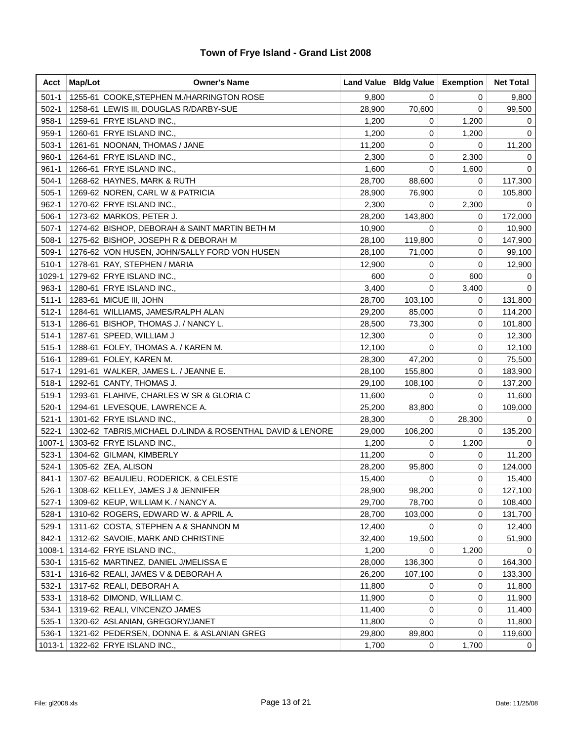# Town of Frye Island - Grand List 2008

| Acct | Map/Lot | Owner's Name | Land Value | Bldg Value | Exemption | Net Total |
|---|---|---|---|---|---|---|
| 501-1 | 1255-61 | COOKE,STEPHEN M./HARRINGTON ROSE | 9,800 | 0 | 0 | 9,800 |
| 502-1 | 1258-61 | LEWIS III, DOUGLAS R/DARBY-SUE | 28,900 | 70,600 | 0 | 99,500 |
| 958-1 | 1259-61 | FRYE ISLAND INC., | 1,200 | 0 | 1,200 | 0 |
| 959-1 | 1260-61 | FRYE ISLAND INC., | 1,200 | 0 | 1,200 | 0 |
| 503-1 | 1261-61 | NOONAN, THOMAS / JANE | 11,200 | 0 | 0 | 11,200 |
| 960-1 | 1264-61 | FRYE ISLAND INC., | 2,300 | 0 | 2,300 | 0 |
| 961-1 | 1266-61 | FRYE ISLAND INC., | 1,600 | 0 | 1,600 | 0 |
| 504-1 | 1268-62 | HAYNES, MARK & RUTH | 28,700 | 88,600 | 0 | 117,300 |
| 505-1 | 1269-62 | NOREN, CARL W & PATRICIA | 28,900 | 76,900 | 0 | 105,800 |
| 962-1 | 1270-62 | FRYE ISLAND INC., | 2,300 | 0 | 2,300 | 0 |
| 506-1 | 1273-62 | MARKOS, PETER J. | 28,200 | 143,800 | 0 | 172,000 |
| 507-1 | 1274-62 | BISHOP, DEBORAH & SAINT MARTIN BETH M | 10,900 | 0 | 0 | 10,900 |
| 508-1 | 1275-62 | BISHOP, JOSEPH R & DEBORAH M | 28,100 | 119,800 | 0 | 147,900 |
| 509-1 | 1276-62 | VON HUSEN, JOHN/SALLY FORD VON HUSEN | 28,100 | 71,000 | 0 | 99,100 |
| 510-1 | 1278-61 | RAY, STEPHEN / MARIA | 12,900 | 0 | 0 | 12,900 |
| 1029-1 | 1279-62 | FRYE ISLAND INC., | 600 | 0 | 600 | 0 |
| 963-1 | 1280-61 | FRYE ISLAND INC., | 3,400 | 0 | 3,400 | 0 |
| 511-1 | 1283-61 | MICUE III, JOHN | 28,700 | 103,100 | 0 | 131,800 |
| 512-1 | 1284-61 | WILLIAMS, JAMES/RALPH ALAN | 29,200 | 85,000 | 0 | 114,200 |
| 513-1 | 1286-61 | BISHOP, THOMAS J. / NANCY L. | 28,500 | 73,300 | 0 | 101,800 |
| 514-1 | 1287-61 | SPEED, WILLIAM J | 12,300 | 0 | 0 | 12,300 |
| 515-1 | 1288-61 | FOLEY, THOMAS A. / KAREN M. | 12,100 | 0 | 0 | 12,100 |
| 516-1 | 1289-61 | FOLEY, KAREN M. | 28,300 | 47,200 | 0 | 75,500 |
| 517-1 | 1291-61 | WALKER, JAMES L. / JEANNE E. | 28,100 | 155,800 | 0 | 183,900 |
| 518-1 | 1292-61 | CANTY, THOMAS J. | 29,100 | 108,100 | 0 | 137,200 |
| 519-1 | 1293-61 | FLAHIVE, CHARLES W SR & GLORIA C | 11,600 | 0 | 0 | 11,600 |
| 520-1 | 1294-61 | LEVESQUE, LAWRENCE A. | 25,200 | 83,800 | 0 | 109,000 |
| 521-1 | 1301-62 | FRYE ISLAND INC., | 28,300 | 0 | 28,300 | 0 |
| 522-1 | 1302-62 | TABRIS,MICHAEL D./LINDA & ROSENTHAL DAVID & LENORE | 29,000 | 106,200 | 0 | 135,200 |
| 1007-1 | 1303-62 | FRYE ISLAND INC., | 1,200 | 0 | 1,200 | 0 |
| 523-1 | 1304-62 | GILMAN, KIMBERLY | 11,200 | 0 | 0 | 11,200 |
| 524-1 | 1305-62 | ZEA, ALISON | 28,200 | 95,800 | 0 | 124,000 |
| 841-1 | 1307-62 | BEAULIEU, RODERICK, & CELESTE | 15,400 | 0 | 0 | 15,400 |
| 526-1 | 1308-62 | KELLEY, JAMES J & JENNIFER | 28,900 | 98,200 | 0 | 127,100 |
| 527-1 | 1309-62 | KEUP, WILLIAM K. / NANCY A. | 29,700 | 78,700 | 0 | 108,400 |
| 528-1 | 1310-62 | ROGERS, EDWARD W. & APRIL A. | 28,700 | 103,000 | 0 | 131,700 |
| 529-1 | 1311-62 | COSTA, STEPHEN A & SHANNON M | 12,400 | 0 | 0 | 12,400 |
| 842-1 | 1312-62 | SAVOIE, MARK AND CHRISTINE | 32,400 | 19,500 | 0 | 51,900 |
| 1008-1 | 1314-62 | FRYE ISLAND INC., | 1,200 | 0 | 1,200 | 0 |
| 530-1 | 1315-62 | MARTINEZ, DANIEL J/MELISSA E | 28,000 | 136,300 | 0 | 164,300 |
| 531-1 | 1316-62 | REALI, JAMES V & DEBORAH A | 26,200 | 107,100 | 0 | 133,300 |
| 532-1 | 1317-62 | REALI, DEBORAH A. | 11,800 | 0 | 0 | 11,800 |
| 533-1 | 1318-62 | DIMOND, WILLIAM C. | 11,900 | 0 | 0 | 11,900 |
| 534-1 | 1319-62 | REALI, VINCENZO JAMES | 11,400 | 0 | 0 | 11,400 |
| 535-1 | 1320-62 | ASLANIAN, GREGORY/JANET | 11,800 | 0 | 0 | 11,800 |
| 536-1 | 1321-62 | PEDERSEN, DONNA E. & ASLANIAN GREG | 29,800 | 89,800 | 0 | 119,600 |
| 1013-1 | 1322-62 | FRYE ISLAND INC., | 1,700 | 0 | 1,700 | 0 |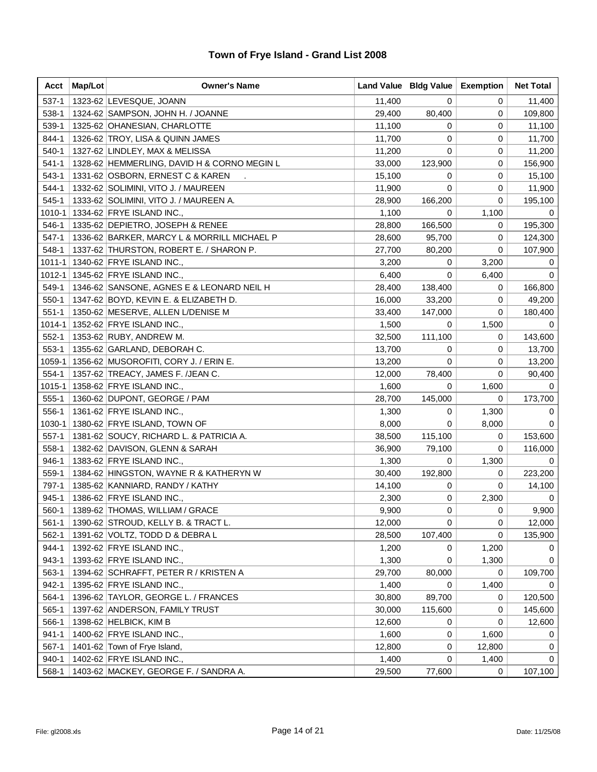# Town of Frye Island - Grand List 2008

| Acct | Map/Lot | Owner's Name | Land Value | Bldg Value | Exemption | Net Total |
|---|---|---|---|---|---|---|
| 537-1 | 1323-62 | LEVESQUE, JOANN | 11,400 | 0 | 0 | 11,400 |
| 538-1 | 1324-62 | SAMPSON, JOHN H. / JOANNE | 29,400 | 80,400 | 0 | 109,800 |
| 539-1 | 1325-62 | OHANESIAN, CHARLOTTE | 11,100 | 0 | 0 | 11,100 |
| 844-1 | 1326-62 | TROY, LISA & QUINN JAMES | 11,700 | 0 | 0 | 11,700 |
| 540-1 | 1327-62 | LINDLEY, MAX & MELISSA | 11,200 | 0 | 0 | 11,200 |
| 541-1 | 1328-62 | HEMMERLING, DAVID H & CORNO MEGIN L | 33,000 | 123,900 | 0 | 156,900 |
| 543-1 | 1331-62 | OSBORN, ERNEST C & KAREN . | 15,100 | 0 | 0 | 15,100 |
| 544-1 | 1332-62 | SOLIMINI, VITO J. / MAUREEN | 11,900 | 0 | 0 | 11,900 |
| 545-1 | 1333-62 | SOLIMINI, VITO J. / MAUREEN A. | 28,900 | 166,200 | 0 | 195,100 |
| 1010-1 | 1334-62 | FRYE ISLAND INC., | 1,100 | 0 | 1,100 | 0 |
| 546-1 | 1335-62 | DEPIETRO, JOSEPH & RENEE | 28,800 | 166,500 | 0 | 195,300 |
| 547-1 | 1336-62 | BARKER, MARCY L & MORRILL MICHAEL P | 28,600 | 95,700 | 0 | 124,300 |
| 548-1 | 1337-62 | THURSTON, ROBERT E. / SHARON P. | 27,700 | 80,200 | 0 | 107,900 |
| 1011-1 | 1340-62 | FRYE ISLAND INC., | 3,200 | 0 | 3,200 | 0 |
| 1012-1 | 1345-62 | FRYE ISLAND INC., | 6,400 | 0 | 6,400 | 0 |
| 549-1 | 1346-62 | SANSONE, AGNES E & LEONARD NEIL H | 28,400 | 138,400 | 0 | 166,800 |
| 550-1 | 1347-62 | BOYD, KEVIN E. & ELIZABETH D. | 16,000 | 33,200 | 0 | 49,200 |
| 551-1 | 1350-62 | MESERVE, ALLEN L/DENISE M | 33,400 | 147,000 | 0 | 180,400 |
| 1014-1 | 1352-62 | FRYE ISLAND INC., | 1,500 | 0 | 1,500 | 0 |
| 552-1 | 1353-62 | RUBY, ANDREW M. | 32,500 | 111,100 | 0 | 143,600 |
| 553-1 | 1355-62 | GARLAND, DEBORAH C. | 13,700 | 0 | 0 | 13,700 |
| 1059-1 | 1356-62 | MUSOROFITI, CORY J. / ERIN E. | 13,200 | 0 | 0 | 13,200 |
| 554-1 | 1357-62 | TREACY, JAMES F. /JEAN C. | 12,000 | 78,400 | 0 | 90,400 |
| 1015-1 | 1358-62 | FRYE ISLAND INC., | 1,600 | 0 | 1,600 | 0 |
| 555-1 | 1360-62 | DUPONT, GEORGE / PAM | 28,700 | 145,000 | 0 | 173,700 |
| 556-1 | 1361-62 | FRYE ISLAND INC., | 1,300 | 0 | 1,300 | 0 |
| 1030-1 | 1380-62 | FRYE ISLAND, TOWN OF | 8,000 | 0 | 8,000 | 0 |
| 557-1 | 1381-62 | SOUCY, RICHARD L. & PATRICIA A. | 38,500 | 115,100 | 0 | 153,600 |
| 558-1 | 1382-62 | DAVISON, GLENN & SARAH | 36,900 | 79,100 | 0 | 116,000 |
| 946-1 | 1383-62 | FRYE ISLAND INC., | 1,300 | 0 | 1,300 | 0 |
| 559-1 | 1384-62 | HINGSTON, WAYNE R & KATHERYN W | 30,400 | 192,800 | 0 | 223,200 |
| 797-1 | 1385-62 | KANNIARD, RANDY / KATHY | 14,100 | 0 | 0 | 14,100 |
| 945-1 | 1386-62 | FRYE ISLAND INC., | 2,300 | 0 | 2,300 | 0 |
| 560-1 | 1389-62 | THOMAS, WILLIAM / GRACE | 9,900 | 0 | 0 | 9,900 |
| 561-1 | 1390-62 | STROUD, KELLY B. & TRACT L. | 12,000 | 0 | 0 | 12,000 |
| 562-1 | 1391-62 | VOLTZ, TODD D & DEBRA L | 28,500 | 107,400 | 0 | 135,900 |
| 944-1 | 1392-62 | FRYE ISLAND INC., | 1,200 | 0 | 1,200 | 0 |
| 943-1 | 1393-62 | FRYE ISLAND INC., | 1,300 | 0 | 1,300 | 0 |
| 563-1 | 1394-62 | SCHRAFFT, PETER R / KRISTEN A | 29,700 | 80,000 | 0 | 109,700 |
| 942-1 | 1395-62 | FRYE ISLAND INC., | 1,400 | 0 | 1,400 | 0 |
| 564-1 | 1396-62 | TAYLOR, GEORGE L. / FRANCES | 30,800 | 89,700 | 0 | 120,500 |
| 565-1 | 1397-62 | ANDERSON, FAMILY TRUST | 30,000 | 115,600 | 0 | 145,600 |
| 566-1 | 1398-62 | HELBICK, KIM B | 12,600 | 0 | 0 | 12,600 |
| 941-1 | 1400-62 | FRYE ISLAND INC., | 1,600 | 0 | 1,600 | 0 |
| 567-1 | 1401-62 | Town of Frye Island, | 12,800 | 0 | 12,800 | 0 |
| 940-1 | 1402-62 | FRYE ISLAND INC., | 1,400 | 0 | 1,400 | 0 |
| 568-1 | 1403-62 | MACKEY, GEORGE F. / SANDRA A. | 29,500 | 77,600 | 0 | 107,100 |

File: gl2008.xls Date: 11/25/08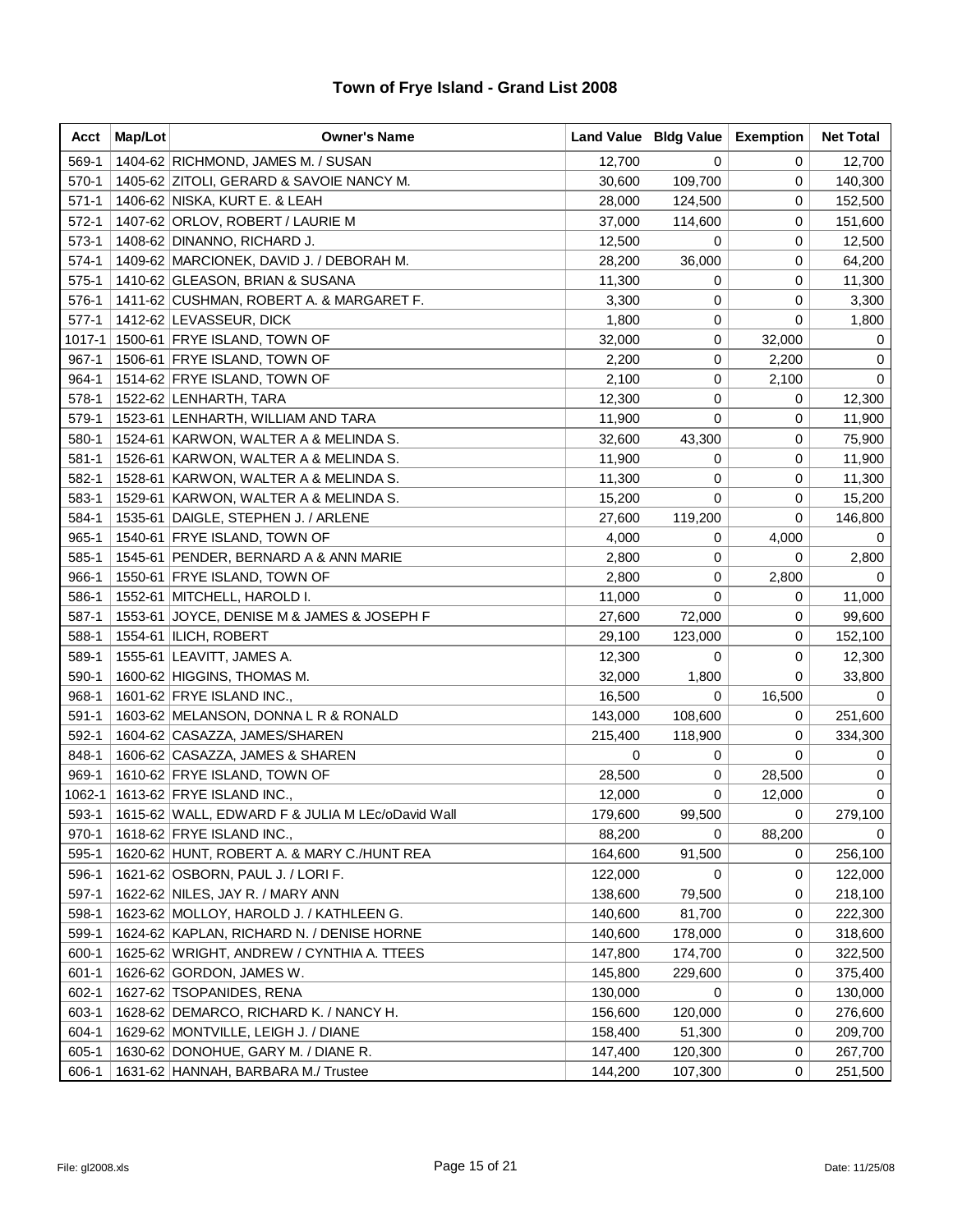# Town of Frye Island - Grand List 2008

| Acct | Map/Lot | Owner's Name | Land Value | Bldg Value | Exemption | Net Total |
|---|---|---|---|---|---|---|
| 569-1 | 1404-62 | RICHMOND, JAMES M. / SUSAN | 12,700 | 0 | 0 | 12,700 |
| 570-1 | 1405-62 | ZITOLI, GERARD & SAVOIE NANCY M. | 30,600 | 109,700 | 0 | 140,300 |
| 571-1 | 1406-62 | NISKA, KURT E. & LEAH | 28,000 | 124,500 | 0 | 152,500 |
| 572-1 | 1407-62 | ORLOV, ROBERT / LAURIE M | 37,000 | 114,600 | 0 | 151,600 |
| 573-1 | 1408-62 | DINANNO, RICHARD J. | 12,500 | 0 | 0 | 12,500 |
| 574-1 | 1409-62 | MARCIONEK, DAVID J. / DEBORAH M. | 28,200 | 36,000 | 0 | 64,200 |
| 575-1 | 1410-62 | GLEASON, BRIAN & SUSANA | 11,300 | 0 | 0 | 11,300 |
| 576-1 | 1411-62 | CUSHMAN, ROBERT A. & MARGARET F. | 3,300 | 0 | 0 | 3,300 |
| 577-1 | 1412-62 | LEVASSEUR, DICK | 1,800 | 0 | 0 | 1,800 |
| 1017-1 | 1500-61 | FRYE ISLAND, TOWN OF | 32,000 | 0 | 32,000 | 0 |
| 967-1 | 1506-61 | FRYE ISLAND, TOWN OF | 2,200 | 0 | 2,200 | 0 |
| 964-1 | 1514-62 | FRYE ISLAND, TOWN OF | 2,100 | 0 | 2,100 | 0 |
| 578-1 | 1522-62 | LENHARTH, TARA | 12,300 | 0 | 0 | 12,300 |
| 579-1 | 1523-61 | LENHARTH, WILLIAM AND TARA | 11,900 | 0 | 0 | 11,900 |
| 580-1 | 1524-61 | KARWON, WALTER A & MELINDA S. | 32,600 | 43,300 | 0 | 75,900 |
| 581-1 | 1526-61 | KARWON, WALTER A & MELINDA S. | 11,900 | 0 | 0 | 11,900 |
| 582-1 | 1528-61 | KARWON, WALTER A & MELINDA S. | 11,300 | 0 | 0 | 11,300 |
| 583-1 | 1529-61 | KARWON, WALTER A & MELINDA S. | 15,200 | 0 | 0 | 15,200 |
| 584-1 | 1535-61 | DAIGLE, STEPHEN J. / ARLENE | 27,600 | 119,200 | 0 | 146,800 |
| 965-1 | 1540-61 | FRYE ISLAND, TOWN OF | 4,000 | 0 | 4,000 | 0 |
| 585-1 | 1545-61 | PENDER, BERNARD A & ANN MARIE | 2,800 | 0 | 0 | 2,800 |
| 966-1 | 1550-61 | FRYE ISLAND, TOWN OF | 2,800 | 0 | 2,800 | 0 |
| 586-1 | 1552-61 | MITCHELL, HAROLD I. | 11,000 | 0 | 0 | 11,000 |
| 587-1 | 1553-61 | JOYCE, DENISE M & JAMES & JOSEPH F | 27,600 | 72,000 | 0 | 99,600 |
| 588-1 | 1554-61 | ILICH, ROBERT | 29,100 | 123,000 | 0 | 152,100 |
| 589-1 | 1555-61 | LEAVITT, JAMES A. | 12,300 | 0 | 0 | 12,300 |
| 590-1 | 1600-62 | HIGGINS, THOMAS M. | 32,000 | 1,800 | 0 | 33,800 |
| 968-1 | 1601-62 | FRYE ISLAND INC., | 16,500 | 0 | 16,500 | 0 |
| 591-1 | 1603-62 | MELANSON, DONNA L R & RONALD | 143,000 | 108,600 | 0 | 251,600 |
| 592-1 | 1604-62 | CASAZZA, JAMES/SHAREN | 215,400 | 118,900 | 0 | 334,300 |
| 848-1 | 1606-62 | CASAZZA, JAMES & SHAREN | 0 | 0 | 0 | 0 |
| 969-1 | 1610-62 | FRYE ISLAND, TOWN OF | 28,500 | 0 | 28,500 | 0 |
| 1062-1 | 1613-62 | FRYE ISLAND INC., | 12,000 | 0 | 12,000 | 0 |
| 593-1 | 1615-62 | WALL, EDWARD F & JULIA M LEc/oDavid Wall | 179,600 | 99,500 | 0 | 279,100 |
| 970-1 | 1618-62 | FRYE ISLAND INC., | 88,200 | 0 | 88,200 | 0 |
| 595-1 | 1620-62 | HUNT, ROBERT A. & MARY C./HUNT REA | 164,600 | 91,500 | 0 | 256,100 |
| 596-1 | 1621-62 | OSBORN, PAUL J. / LORI F. | 122,000 | 0 | 0 | 122,000 |
| 597-1 | 1622-62 | NILES, JAY R. / MARY ANN | 138,600 | 79,500 | 0 | 218,100 |
| 598-1 | 1623-62 | MOLLOY, HAROLD J. / KATHLEEN G. | 140,600 | 81,700 | 0 | 222,300 |
| 599-1 | 1624-62 | KAPLAN, RICHARD N. / DENISE HORNE | 140,600 | 178,000 | 0 | 318,600 |
| 600-1 | 1625-62 | WRIGHT, ANDREW / CYNTHIA A. TTEES | 147,800 | 174,700 | 0 | 322,500 |
| 601-1 | 1626-62 | GORDON, JAMES W. | 145,800 | 229,600 | 0 | 375,400 |
| 602-1 | 1627-62 | TSOPANIDES, RENA | 130,000 | 0 | 0 | 130,000 |
| 603-1 | 1628-62 | DEMARCO, RICHARD K. / NANCY H. | 156,600 | 120,000 | 0 | 276,600 |
| 604-1 | 1629-62 | MONTVILLE, LEIGH J. / DIANE | 158,400 | 51,300 | 0 | 209,700 |
| 605-1 | 1630-62 | DONOHUE, GARY M. / DIANE R. | 147,400 | 120,300 | 0 | 267,700 |
| 606-1 | 1631-62 | HANNAH, BARBARA M./ Trustee | 144,200 | 107,300 | 0 | 251,500 |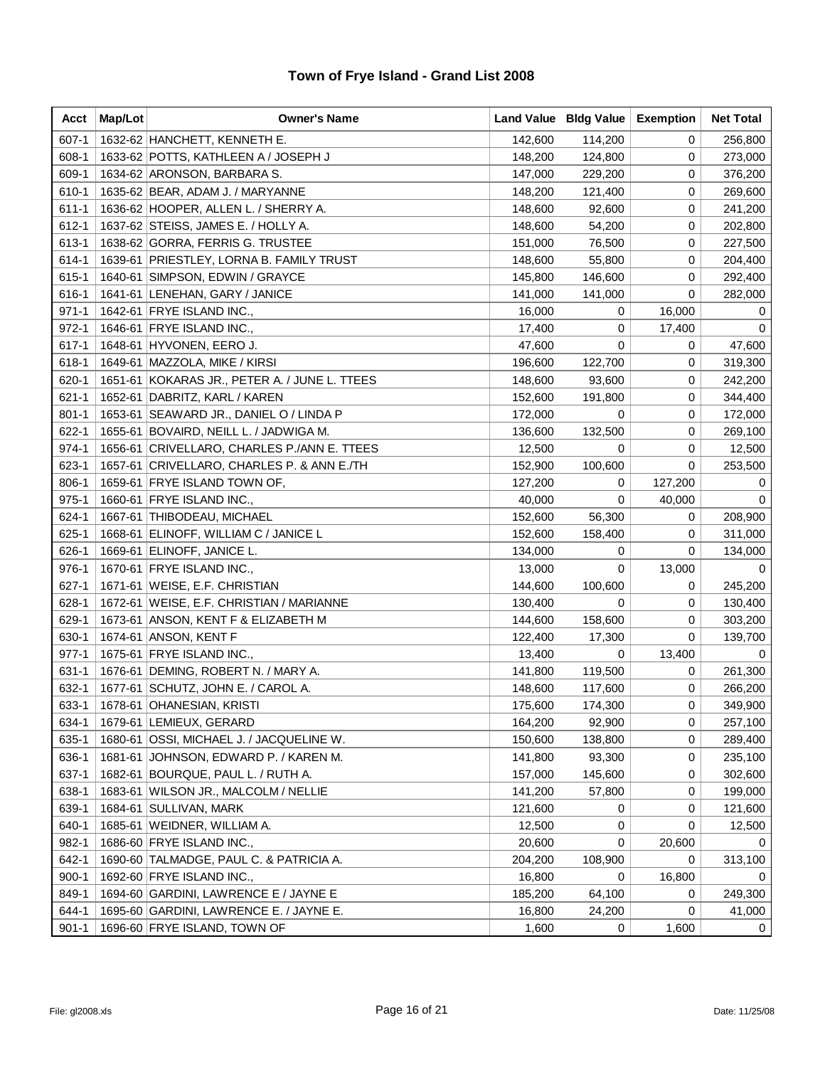# Town of Frye Island - Grand List 2008

| Acct | Map/Lot | Owner's Name | Land Value | Bldg Value | Exemption | Net Total |
|---|---|---|---|---|---|---|
| 607-1 | 1632-62 | HANCHETT, KENNETH E. | 142,600 | 114,200 | 0 | 256,800 |
| 608-1 | 1633-62 | POTTS, KATHLEEN A / JOSEPH J | 148,200 | 124,800 | 0 | 273,000 |
| 609-1 | 1634-62 | ARONSON, BARBARA S. | 147,000 | 229,200 | 0 | 376,200 |
| 610-1 | 1635-62 | BEAR, ADAM J. / MARYANNE | 148,200 | 121,400 | 0 | 269,600 |
| 611-1 | 1636-62 | HOOPER, ALLEN L. / SHERRY A. | 148,600 | 92,600 | 0 | 241,200 |
| 612-1 | 1637-62 | STEISS, JAMES E. / HOLLY A. | 148,600 | 54,200 | 0 | 202,800 |
| 613-1 | 1638-62 | GORRA, FERRIS G. TRUSTEE | 151,000 | 76,500 | 0 | 227,500 |
| 614-1 | 1639-61 | PRIESTLEY, LORNA B. FAMILY TRUST | 148,600 | 55,800 | 0 | 204,400 |
| 615-1 | 1640-61 | SIMPSON, EDWIN / GRAYCE | 145,800 | 146,600 | 0 | 292,400 |
| 616-1 | 1641-61 | LENEHAN, GARY / JANICE | 141,000 | 141,000 | 0 | 282,000 |
| 971-1 | 1642-61 | FRYE ISLAND INC., | 16,000 | 0 | 16,000 | 0 |
| 972-1 | 1646-61 | FRYE ISLAND INC., | 17,400 | 0 | 17,400 | 0 |
| 617-1 | 1648-61 | HYVONEN, EERO J. | 47,600 | 0 | 0 | 47,600 |
| 618-1 | 1649-61 | MAZZOLA, MIKE / KIRSI | 196,600 | 122,700 | 0 | 319,300 |
| 620-1 | 1651-61 | KOKARAS JR., PETER A. / JUNE L. TTEES | 148,600 | 93,600 | 0 | 242,200 |
| 621-1 | 1652-61 | DABRITZ, KARL / KAREN | 152,600 | 191,800 | 0 | 344,400 |
| 801-1 | 1653-61 | SEAWARD JR., DANIEL O / LINDA P | 172,000 | 0 | 0 | 172,000 |
| 622-1 | 1655-61 | BOVAIRD, NEILL L. / JADWIGA M. | 136,600 | 132,500 | 0 | 269,100 |
| 974-1 | 1656-61 | CRIVELLARO, CHARLES P./ANN E. TTEES | 12,500 | 0 | 0 | 12,500 |
| 623-1 | 1657-61 | CRIVELLARO, CHARLES P. & ANN E./TH | 152,900 | 100,600 | 0 | 253,500 |
| 806-1 | 1659-61 | FRYE ISLAND TOWN OF, | 127,200 | 0 | 127,200 | 0 |
| 975-1 | 1660-61 | FRYE ISLAND INC., | 40,000 | 0 | 40,000 | 0 |
| 624-1 | 1667-61 | THIBODEAU, MICHAEL | 152,600 | 56,300 | 0 | 208,900 |
| 625-1 | 1668-61 | ELINOFF, WILLIAM C / JANICE L | 152,600 | 158,400 | 0 | 311,000 |
| 626-1 | 1669-61 | ELINOFF, JANICE L. | 134,000 | 0 | 0 | 134,000 |
| 976-1 | 1670-61 | FRYE ISLAND INC., | 13,000 | 0 | 13,000 | 0 |
| 627-1 | 1671-61 | WEISE, E.F. CHRISTIAN | 144,600 | 100,600 | 0 | 245,200 |
| 628-1 | 1672-61 | WEISE, E.F. CHRISTIAN / MARIANNE | 130,400 | 0 | 0 | 130,400 |
| 629-1 | 1673-61 | ANSON, KENT F & ELIZABETH M | 144,600 | 158,600 | 0 | 303,200 |
| 630-1 | 1674-61 | ANSON, KENT F | 122,400 | 17,300 | 0 | 139,700 |
| 977-1 | 1675-61 | FRYE ISLAND INC., | 13,400 | 0 | 13,400 | 0 |
| 631-1 | 1676-61 | DEMING, ROBERT N. / MARY A. | 141,800 | 119,500 | 0 | 261,300 |
| 632-1 | 1677-61 | SCHUTZ, JOHN E. / CAROL A. | 148,600 | 117,600 | 0 | 266,200 |
| 633-1 | 1678-61 | OHANESIAN, KRISTI | 175,600 | 174,300 | 0 | 349,900 |
| 634-1 | 1679-61 | LEMIEUX, GERARD | 164,200 | 92,900 | 0 | 257,100 |
| 635-1 | 1680-61 | OSSI, MICHAEL J. / JACQUELINE W. | 150,600 | 138,800 | 0 | 289,400 |
| 636-1 | 1681-61 | JOHNSON, EDWARD P. / KAREN M. | 141,800 | 93,300 | 0 | 235,100 |
| 637-1 | 1682-61 | BOURQUE, PAUL L. / RUTH A. | 157,000 | 145,600 | 0 | 302,600 |
| 638-1 | 1683-61 | WILSON JR., MALCOLM / NELLIE | 141,200 | 57,800 | 0 | 199,000 |
| 639-1 | 1684-61 | SULLIVAN, MARK | 121,600 | 0 | 0 | 121,600 |
| 640-1 | 1685-61 | WEIDNER, WILLIAM A. | 12,500 | 0 | 0 | 12,500 |
| 982-1 | 1686-60 | FRYE ISLAND INC., | 20,600 | 0 | 20,600 | 0 |
| 642-1 | 1690-60 | TALMADGE, PAUL C. & PATRICIA A. | 204,200 | 108,900 | 0 | 313,100 |
| 900-1 | 1692-60 | FRYE ISLAND INC., | 16,800 | 0 | 16,800 | 0 |
| 849-1 | 1694-60 | GARDINI, LAWRENCE E / JAYNE E | 185,200 | 64,100 | 0 | 249,300 |
| 644-1 | 1695-60 | GARDINI, LAWRENCE E. / JAYNE E. | 16,800 | 24,200 | 0 | 41,000 |
| 901-1 | 1696-60 | FRYE ISLAND, TOWN OF | 1,600 | 0 | 1,600 | 0 |

File: gl2008.xls Date: 11/25/08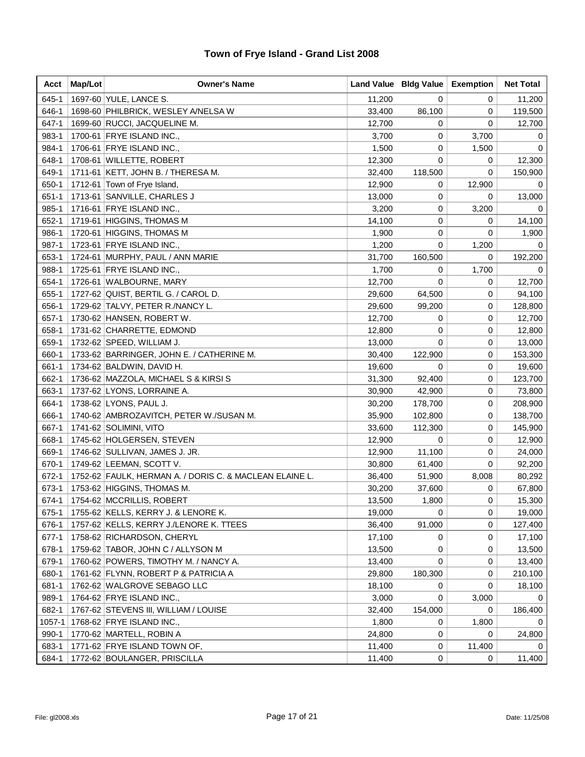# Town of Frye Island - Grand List 2008

| Acct | Map/Lot | Owner's Name | Land Value | Bldg Value | Exemption | Net Total |
|---|---|---|---|---|---|---|
| 645-1 | 1697-60 | YULE, LANCE S. | 11,200 | 0 | 0 | 11,200 |
| 646-1 | 1698-60 | PHILBRICK, WESLEY A/NELSA W | 33,400 | 86,100 | 0 | 119,500 |
| 647-1 | 1699-60 | RUCCI, JACQUELINE M. | 12,700 | 0 | 0 | 12,700 |
| 983-1 | 1700-61 | FRYE ISLAND INC., | 3,700 | 0 | 3,700 | 0 |
| 984-1 | 1706-61 | FRYE ISLAND INC., | 1,500 | 0 | 1,500 | 0 |
| 648-1 | 1708-61 | WILLETTE, ROBERT | 12,300 | 0 | 0 | 12,300 |
| 649-1 | 1711-61 | KETT, JOHN B. / THERESA M. | 32,400 | 118,500 | 0 | 150,900 |
| 650-1 | 1712-61 | Town of Frye Island, | 12,900 | 0 | 12,900 | 0 |
| 651-1 | 1713-61 | SANVILLE, CHARLES J | 13,000 | 0 | 0 | 13,000 |
| 985-1 | 1716-61 | FRYE ISLAND INC., | 3,200 | 0 | 3,200 | 0 |
| 652-1 | 1719-61 | HIGGINS, THOMAS M | 14,100 | 0 | 0 | 14,100 |
| 986-1 | 1720-61 | HIGGINS, THOMAS M | 1,900 | 0 | 0 | 1,900 |
| 987-1 | 1723-61 | FRYE ISLAND INC., | 1,200 | 0 | 1,200 | 0 |
| 653-1 | 1724-61 | MURPHY, PAUL / ANN MARIE | 31,700 | 160,500 | 0 | 192,200 |
| 988-1 | 1725-61 | FRYE ISLAND INC., | 1,700 | 0 | 1,700 | 0 |
| 654-1 | 1726-61 | WALBOURNE, MARY | 12,700 | 0 | 0 | 12,700 |
| 655-1 | 1727-62 | QUIST, BERTIL G. / CAROL D. | 29,600 | 64,500 | 0 | 94,100 |
| 656-1 | 1729-62 | TALVY, PETER R./NANCY L. | 29,600 | 99,200 | 0 | 128,800 |
| 657-1 | 1730-62 | HANSEN, ROBERT W. | 12,700 | 0 | 0 | 12,700 |
| 658-1 | 1731-62 | CHARRETTE, EDMOND | 12,800 | 0 | 0 | 12,800 |
| 659-1 | 1732-62 | SPEED, WILLIAM J. | 13,000 | 0 | 0 | 13,000 |
| 660-1 | 1733-62 | BARRINGER, JOHN E. / CATHERINE M. | 30,400 | 122,900 | 0 | 153,300 |
| 661-1 | 1734-62 | BALDWIN, DAVID H. | 19,600 | 0 | 0 | 19,600 |
| 662-1 | 1736-62 | MAZZOLA, MICHAEL S & KIRSI S | 31,300 | 92,400 | 0 | 123,700 |
| 663-1 | 1737-62 | LYONS, LORRAINE A. | 30,900 | 42,900 | 0 | 73,800 |
| 664-1 | 1738-62 | LYONS, PAUL J. | 30,200 | 178,700 | 0 | 208,900 |
| 666-1 | 1740-62 | AMBROZAVITCH, PETER W./SUSAN M. | 35,900 | 102,800 | 0 | 138,700 |
| 667-1 | 1741-62 | SOLIMINI, VITO | 33,600 | 112,300 | 0 | 145,900 |
| 668-1 | 1745-62 | HOLGERSEN, STEVEN | 12,900 | 0 | 0 | 12,900 |
| 669-1 | 1746-62 | SULLIVAN, JAMES J. JR. | 12,900 | 11,100 | 0 | 24,000 |
| 670-1 | 1749-62 | LEEMAN, SCOTT V. | 30,800 | 61,400 | 0 | 92,200 |
| 672-1 | 1752-62 | FAULK, HERMAN A. / DORIS C. & MACLEAN ELAINE L. | 36,400 | 51,900 | 8,008 | 80,292 |
| 673-1 | 1753-62 | HIGGINS, THOMAS M. | 30,200 | 37,600 | 0 | 67,800 |
| 674-1 | 1754-62 | MCCRILLIS, ROBERT | 13,500 | 1,800 | 0 | 15,300 |
| 675-1 | 1755-62 | KELLS, KERRY J. & LENORE K. | 19,000 | 0 | 0 | 19,000 |
| 676-1 | 1757-62 | KELLS, KERRY J./LENORE K. TTEES | 36,400 | 91,000 | 0 | 127,400 |
| 677-1 | 1758-62 | RICHARDSON, CHERYL | 17,100 | 0 | 0 | 17,100 |
| 678-1 | 1759-62 | TABOR, JOHN C / ALLYSON M | 13,500 | 0 | 0 | 13,500 |
| 679-1 | 1760-62 | POWERS, TIMOTHY M. / NANCY A. | 13,400 | 0 | 0 | 13,400 |
| 680-1 | 1761-62 | FLYNN, ROBERT P & PATRICIA A | 29,800 | 180,300 | 0 | 210,100 |
| 681-1 | 1762-62 | WALGROVE SEBAGO LLC | 18,100 | 0 | 0 | 18,100 |
| 989-1 | 1764-62 | FRYE ISLAND INC., | 3,000 | 0 | 3,000 | 0 |
| 682-1 | 1767-62 | STEVENS III, WILLIAM / LOUISE | 32,400 | 154,000 | 0 | 186,400 |
| 1057-1 | 1768-62 | FRYE ISLAND INC., | 1,800 | 0 | 1,800 | 0 |
| 990-1 | 1770-62 | MARTELL, ROBIN A | 24,800 | 0 | 0 | 24,800 |
| 683-1 | 1771-62 | FRYE ISLAND TOWN OF, | 11,400 | 0 | 11,400 | 0 |
| 684-1 | 1772-62 | BOULANGER, PRISCILLA | 11,400 | 0 | 0 | 11,400 |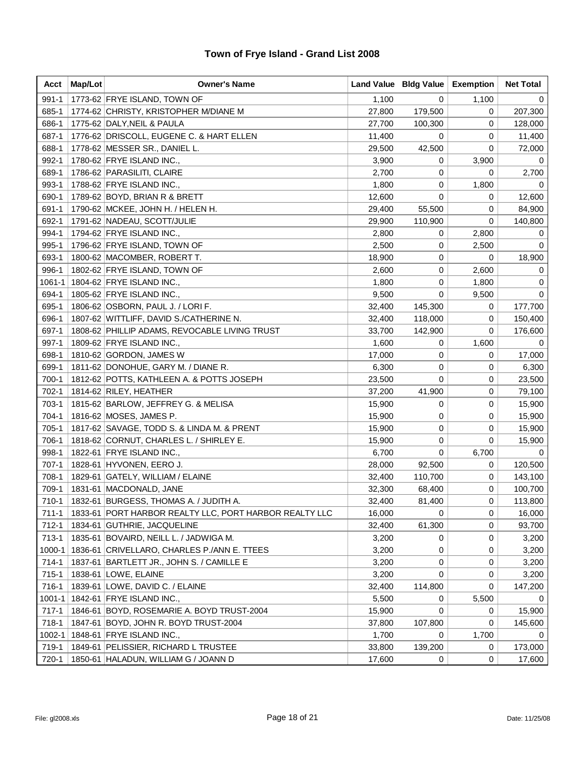# Town of Frye Island - Grand List 2008

| Acct | Map/Lot | Owner's Name | Land Value | Bldg Value | Exemption | Net Total |
|---|---|---|---|---|---|---|
| 991-1 | 1773-62 | FRYE ISLAND, TOWN OF | 1,100 | 0 | 1,100 | 0 |
| 685-1 | 1774-62 | CHRISTY, KRISTOPHER M/DIANE M | 27,800 | 179,500 | 0 | 207,300 |
| 686-1 | 1775-62 | DALY,NEIL & PAULA | 27,700 | 100,300 | 0 | 128,000 |
| 687-1 | 1776-62 | DRISCOLL, EUGENE C. & HART ELLEN | 11,400 | 0 | 0 | 11,400 |
| 688-1 | 1778-62 | MESSER SR., DANIEL L. | 29,500 | 42,500 | 0 | 72,000 |
| 992-1 | 1780-62 | FRYE ISLAND INC., | 3,900 | 0 | 3,900 | 0 |
| 689-1 | 1786-62 | PARASILITI, CLAIRE | 2,700 | 0 | 0 | 2,700 |
| 993-1 | 1788-62 | FRYE ISLAND INC., | 1,800 | 0 | 1,800 | 0 |
| 690-1 | 1789-62 | BOYD, BRIAN R & BRETT | 12,600 | 0 | 0 | 12,600 |
| 691-1 | 1790-62 | MCKEE, JOHN H. / HELEN H. | 29,400 | 55,500 | 0 | 84,900 |
| 692-1 | 1791-62 | NADEAU, SCOTT/JULIE | 29,900 | 110,900 | 0 | 140,800 |
| 994-1 | 1794-62 | FRYE ISLAND INC., | 2,800 | 0 | 2,800 | 0 |
| 995-1 | 1796-62 | FRYE ISLAND, TOWN OF | 2,500 | 0 | 2,500 | 0 |
| 693-1 | 1800-62 | MACOMBER, ROBERT T. | 18,900 | 0 | 0 | 18,900 |
| 996-1 | 1802-62 | FRYE ISLAND, TOWN OF | 2,600 | 0 | 2,600 | 0 |
| 1061-1 | 1804-62 | FRYE ISLAND INC., | 1,800 | 0 | 1,800 | 0 |
| 694-1 | 1805-62 | FRYE ISLAND INC., | 9,500 | 0 | 9,500 | 0 |
| 695-1 | 1806-62 | OSBORN, PAUL J. / LORI F. | 32,400 | 145,300 | 0 | 177,700 |
| 696-1 | 1807-62 | WITTLIFF, DAVID S./CATHERINE N. | 32,400 | 118,000 | 0 | 150,400 |
| 697-1 | 1808-62 | PHILLIP ADAMS, REVOCABLE LIVING TRUST | 33,700 | 142,900 | 0 | 176,600 |
| 997-1 | 1809-62 | FRYE ISLAND INC., | 1,600 | 0 | 1,600 | 0 |
| 698-1 | 1810-62 | GORDON, JAMES W | 17,000 | 0 | 0 | 17,000 |
| 699-1 | 1811-62 | DONOHUE, GARY M. / DIANE R. | 6,300 | 0 | 0 | 6,300 |
| 700-1 | 1812-62 | POTTS, KATHLEEN A. & POTTS JOSEPH | 23,500 | 0 | 0 | 23,500 |
| 702-1 | 1814-62 | RILEY, HEATHER | 37,200 | 41,900 | 0 | 79,100 |
| 703-1 | 1815-62 | BARLOW, JEFFREY G. & MELISA | 15,900 | 0 | 0 | 15,900 |
| 704-1 | 1816-62 | MOSES, JAMES P. | 15,900 | 0 | 0 | 15,900 |
| 705-1 | 1817-62 | SAVAGE, TODD S. & LINDA M. & PRENT | 15,900 | 0 | 0 | 15,900 |
| 706-1 | 1818-62 | CORNUT, CHARLES L. / SHIRLEY E. | 15,900 | 0 | 0 | 15,900 |
| 998-1 | 1822-61 | FRYE ISLAND INC., | 6,700 | 0 | 6,700 | 0 |
| 707-1 | 1828-61 | HYVONEN, EERO J. | 28,000 | 92,500 | 0 | 120,500 |
| 708-1 | 1829-61 | GATELY, WILLIAM / ELAINE | 32,400 | 110,700 | 0 | 143,100 |
| 709-1 | 1831-61 | MACDONALD, JANE | 32,300 | 68,400 | 0 | 100,700 |
| 710-1 | 1832-61 | BURGESS, THOMAS A. / JUDITH A. | 32,400 | 81,400 | 0 | 113,800 |
| 711-1 | 1833-61 | PORT HARBOR REALTY LLC, PORT HARBOR REALTY LLC | 16,000 | 0 | 0 | 16,000 |
| 712-1 | 1834-61 | GUTHRIE, JACQUELINE | 32,400 | 61,300 | 0 | 93,700 |
| 713-1 | 1835-61 | BOVAIRD, NEILL L. / JADWIGA M. | 3,200 | 0 | 0 | 3,200 |
| 1000-1 | 1836-61 | CRIVELLARO, CHARLES P./ANN E. TTEES | 3,200 | 0 | 0 | 3,200 |
| 714-1 | 1837-61 | BARTLETT JR., JOHN S. / CAMILLE E | 3,200 | 0 | 0 | 3,200 |
| 715-1 | 1838-61 | LOWE, ELAINE | 3,200 | 0 | 0 | 3,200 |
| 716-1 | 1839-61 | LOWE, DAVID C. / ELAINE | 32,400 | 114,800 | 0 | 147,200 |
| 1001-1 | 1842-61 | FRYE ISLAND INC., | 5,500 | 0 | 5,500 | 0 |
| 717-1 | 1846-61 | BOYD, ROSEMARIE A. BOYD TRUST-2004 | 15,900 | 0 | 0 | 15,900 |
| 718-1 | 1847-61 | BOYD, JOHN R. BOYD TRUST-2004 | 37,800 | 107,800 | 0 | 145,600 |
| 1002-1 | 1848-61 | FRYE ISLAND INC., | 1,700 | 0 | 1,700 | 0 |
| 719-1 | 1849-61 | PELISSIER, RICHARD L TRUSTEE | 33,800 | 139,200 | 0 | 173,000 |
| 720-1 | 1850-61 | HALADUN, WILLIAM G / JOANN D | 17,600 | 0 | 0 | 17,600 |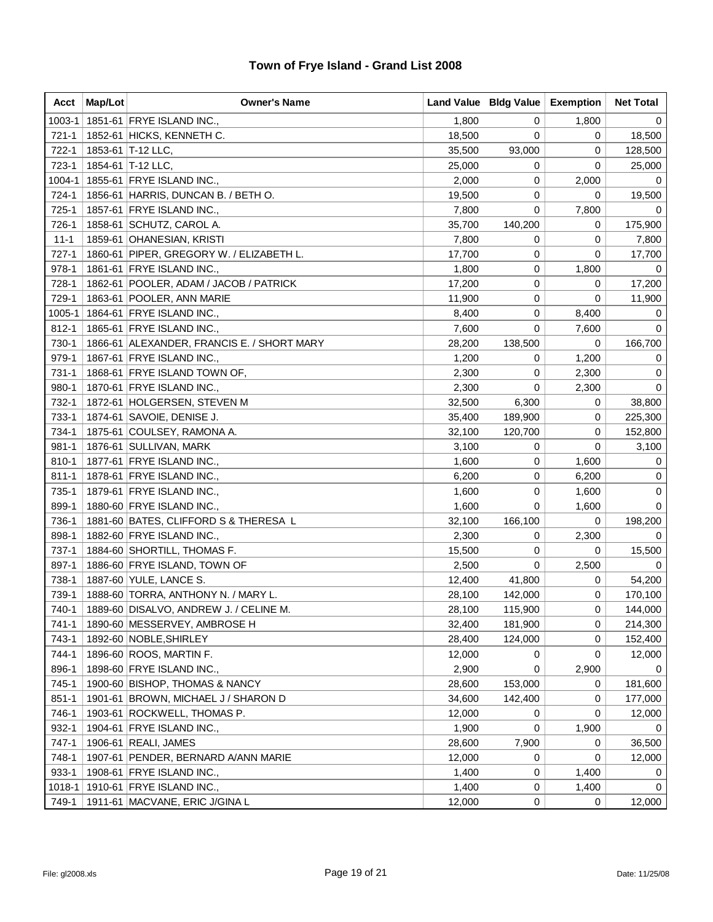# Town of Frye Island - Grand List 2008

| Acct | Map/Lot | Owner's Name | Land Value | Bldg Value | Exemption | Net Total |
|---|---|---|---|---|---|---|
| 1003-1 | 1851-61 | FRYE ISLAND INC., | 1,800 | 0 | 1,800 | 0 |
| 721-1 | 1852-61 | HICKS, KENNETH C. | 18,500 | 0 | 0 | 18,500 |
| 722-1 | 1853-61 | T-12 LLC, | 35,500 | 93,000 | 0 | 128,500 |
| 723-1 | 1854-61 | T-12 LLC, | 25,000 | 0 | 0 | 25,000 |
| 1004-1 | 1855-61 | FRYE ISLAND INC., | 2,000 | 0 | 2,000 | 0 |
| 724-1 | 1856-61 | HARRIS, DUNCAN B. / BETH O. | 19,500 | 0 | 0 | 19,500 |
| 725-1 | 1857-61 | FRYE ISLAND INC., | 7,800 | 0 | 7,800 | 0 |
| 726-1 | 1858-61 | SCHUTZ, CAROL A. | 35,700 | 140,200 | 0 | 175,900 |
| 11-1 | 1859-61 | OHANESIAN, KRISTI | 7,800 | 0 | 0 | 7,800 |
| 727-1 | 1860-61 | PIPER, GREGORY W. / ELIZABETH L. | 17,700 | 0 | 0 | 17,700 |
| 978-1 | 1861-61 | FRYE ISLAND INC., | 1,800 | 0 | 1,800 | 0 |
| 728-1 | 1862-61 | POOLER, ADAM / JACOB / PATRICK | 17,200 | 0 | 0 | 17,200 |
| 729-1 | 1863-61 | POOLER, ANN MARIE | 11,900 | 0 | 0 | 11,900 |
| 1005-1 | 1864-61 | FRYE ISLAND INC., | 8,400 | 0 | 8,400 | 0 |
| 812-1 | 1865-61 | FRYE ISLAND INC., | 7,600 | 0 | 7,600 | 0 |
| 730-1 | 1866-61 | ALEXANDER, FRANCIS E. / SHORT MARY | 28,200 | 138,500 | 0 | 166,700 |
| 979-1 | 1867-61 | FRYE ISLAND INC., | 1,200 | 0 | 1,200 | 0 |
| 731-1 | 1868-61 | FRYE ISLAND TOWN OF, | 2,300 | 0 | 2,300 | 0 |
| 980-1 | 1870-61 | FRYE ISLAND INC., | 2,300 | 0 | 2,300 | 0 |
| 732-1 | 1872-61 | HOLGERSEN, STEVEN M | 32,500 | 6,300 | 0 | 38,800 |
| 733-1 | 1874-61 | SAVOIE, DENISE J. | 35,400 | 189,900 | 0 | 225,300 |
| 734-1 | 1875-61 | COULSEY, RAMONA A. | 32,100 | 120,700 | 0 | 152,800 |
| 981-1 | 1876-61 | SULLIVAN, MARK | 3,100 | 0 | 0 | 3,100 |
| 810-1 | 1877-61 | FRYE ISLAND INC., | 1,600 | 0 | 1,600 | 0 |
| 811-1 | 1878-61 | FRYE ISLAND INC., | 6,200 | 0 | 6,200 | 0 |
| 735-1 | 1879-61 | FRYE ISLAND INC., | 1,600 | 0 | 1,600 | 0 |
| 899-1 | 1880-60 | FRYE ISLAND INC., | 1,600 | 0 | 1,600 | 0 |
| 736-1 | 1881-60 | BATES, CLIFFORD S & THERESA L | 32,100 | 166,100 | 0 | 198,200 |
| 898-1 | 1882-60 | FRYE ISLAND INC., | 2,300 | 0 | 2,300 | 0 |
| 737-1 | 1884-60 | SHORTILL, THOMAS F. | 15,500 | 0 | 0 | 15,500 |
| 897-1 | 1886-60 | FRYE ISLAND, TOWN OF | 2,500 | 0 | 2,500 | 0 |
| 738-1 | 1887-60 | YULE, LANCE S. | 12,400 | 41,800 | 0 | 54,200 |
| 739-1 | 1888-60 | TORRA, ANTHONY N. / MARY L. | 28,100 | 142,000 | 0 | 170,100 |
| 740-1 | 1889-60 | DISALVO, ANDREW J. / CELINE M. | 28,100 | 115,900 | 0 | 144,000 |
| 741-1 | 1890-60 | MESSERVEY, AMBROSE H | 32,400 | 181,900 | 0 | 214,300 |
| 743-1 | 1892-60 | NOBLE,SHIRLEY | 28,400 | 124,000 | 0 | 152,400 |
| 744-1 | 1896-60 | ROOS, MARTIN F. | 12,000 | 0 | 0 | 12,000 |
| 896-1 | 1898-60 | FRYE ISLAND INC., | 2,900 | 0 | 2,900 | 0 |
| 745-1 | 1900-60 | BISHOP, THOMAS & NANCY | 28,600 | 153,000 | 0 | 181,600 |
| 851-1 | 1901-61 | BROWN, MICHAEL J / SHARON D | 34,600 | 142,400 | 0 | 177,000 |
| 746-1 | 1903-61 | ROCKWELL, THOMAS P. | 12,000 | 0 | 0 | 12,000 |
| 932-1 | 1904-61 | FRYE ISLAND INC., | 1,900 | 0 | 1,900 | 0 |
| 747-1 | 1906-61 | REALI, JAMES | 28,600 | 7,900 | 0 | 36,500 |
| 748-1 | 1907-61 | PENDER, BERNARD A/ANN MARIE | 12,000 | 0 | 0 | 12,000 |
| 933-1 | 1908-61 | FRYE ISLAND INC., | 1,400 | 0 | 1,400 | 0 |
| 1018-1 | 1910-61 | FRYE ISLAND INC., | 1,400 | 0 | 1,400 | 0 |
| 749-1 | 1911-61 | MACVANE, ERIC J/GINA L | 12,000 | 0 | 0 | 12,000 |

File: gl2008.xls Date: 11/25/08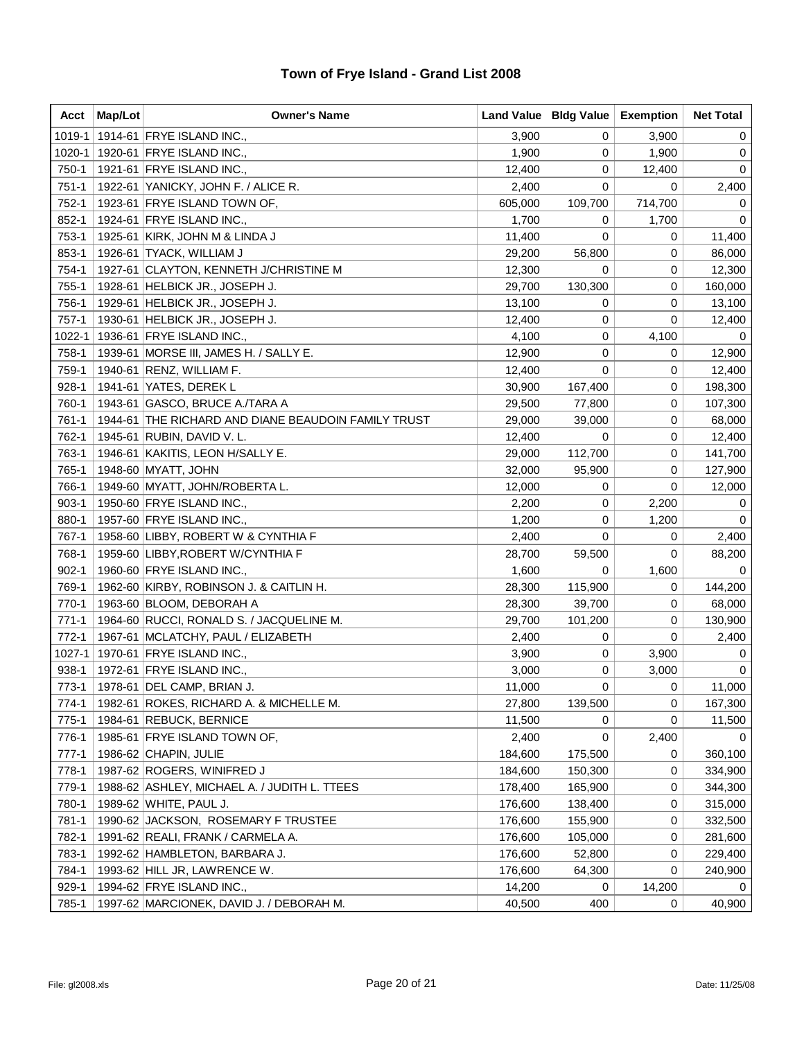# Town of Frye Island - Grand List 2008

| Acct | Map/Lot | Owner's Name | Land Value | Bldg Value | Exemption | Net Total |
|---|---|---|---|---|---|---|
| 1019-1 | 1914-61 | FRYE ISLAND INC., | 3,900 | 0 | 3,900 | 0 |
| 1020-1 | 1920-61 | FRYE ISLAND INC., | 1,900 | 0 | 1,900 | 0 |
| 750-1 | 1921-61 | FRYE ISLAND INC., | 12,400 | 0 | 12,400 | 0 |
| 751-1 | 1922-61 | YANICKY, JOHN F. / ALICE R. | 2,400 | 0 | 0 | 2,400 |
| 752-1 | 1923-61 | FRYE ISLAND TOWN OF, | 605,000 | 109,700 | 714,700 | 0 |
| 852-1 | 1924-61 | FRYE ISLAND INC., | 1,700 | 0 | 1,700 | 0 |
| 753-1 | 1925-61 | KIRK, JOHN M & LINDA J | 11,400 | 0 | 0 | 11,400 |
| 853-1 | 1926-61 | TYACK, WILLIAM J | 29,200 | 56,800 | 0 | 86,000 |
| 754-1 | 1927-61 | CLAYTON, KENNETH J/CHRISTINE M | 12,300 | 0 | 0 | 12,300 |
| 755-1 | 1928-61 | HELBICK JR., JOSEPH J. | 29,700 | 130,300 | 0 | 160,000 |
| 756-1 | 1929-61 | HELBICK JR., JOSEPH J. | 13,100 | 0 | 0 | 13,100 |
| 757-1 | 1930-61 | HELBICK JR., JOSEPH J. | 12,400 | 0 | 0 | 12,400 |
| 1022-1 | 1936-61 | FRYE ISLAND INC., | 4,100 | 0 | 4,100 | 0 |
| 758-1 | 1939-61 | MORSE III, JAMES H. / SALLY E. | 12,900 | 0 | 0 | 12,900 |
| 759-1 | 1940-61 | RENZ, WILLIAM F. | 12,400 | 0 | 0 | 12,400 |
| 928-1 | 1941-61 | YATES, DEREK L | 30,900 | 167,400 | 0 | 198,300 |
| 760-1 | 1943-61 | GASCO, BRUCE A./TARA A | 29,500 | 77,800 | 0 | 107,300 |
| 761-1 | 1944-61 | THE RICHARD AND DIANE BEAUDOIN FAMILY TRUST | 29,000 | 39,000 | 0 | 68,000 |
| 762-1 | 1945-61 | RUBIN, DAVID V. L. | 12,400 | 0 | 0 | 12,400 |
| 763-1 | 1946-61 | KAKITIS, LEON H/SALLY E. | 29,000 | 112,700 | 0 | 141,700 |
| 765-1 | 1948-60 | MYATT, JOHN | 32,000 | 95,900 | 0 | 127,900 |
| 766-1 | 1949-60 | MYATT, JOHN/ROBERTA L. | 12,000 | 0 | 0 | 12,000 |
| 903-1 | 1950-60 | FRYE ISLAND INC., | 2,200 | 0 | 2,200 | 0 |
| 880-1 | 1957-60 | FRYE ISLAND INC., | 1,200 | 0 | 1,200 | 0 |
| 767-1 | 1958-60 | LIBBY, ROBERT W & CYNTHIA F | 2,400 | 0 | 0 | 2,400 |
| 768-1 | 1959-60 | LIBBY,ROBERT W/CYNTHIA F | 28,700 | 59,500 | 0 | 88,200 |
| 902-1 | 1960-60 | FRYE ISLAND INC., | 1,600 | 0 | 1,600 | 0 |
| 769-1 | 1962-60 | KIRBY, ROBINSON J. & CAITLIN H. | 28,300 | 115,900 | 0 | 144,200 |
| 770-1 | 1963-60 | BLOOM, DEBORAH A | 28,300 | 39,700 | 0 | 68,000 |
| 771-1 | 1964-60 | RUCCI, RONALD S. / JACQUELINE M. | 29,700 | 101,200 | 0 | 130,900 |
| 772-1 | 1967-61 | MCLATCHY, PAUL / ELIZABETH | 2,400 | 0 | 0 | 2,400 |
| 1027-1 | 1970-61 | FRYE ISLAND INC., | 3,900 | 0 | 3,900 | 0 |
| 938-1 | 1972-61 | FRYE ISLAND INC., | 3,000 | 0 | 3,000 | 0 |
| 773-1 | 1978-61 | DEL CAMP, BRIAN J. | 11,000 | 0 | 0 | 11,000 |
| 774-1 | 1982-61 | ROKES, RICHARD A. & MICHELLE M. | 27,800 | 139,500 | 0 | 167,300 |
| 775-1 | 1984-61 | REBUCK, BERNICE | 11,500 | 0 | 0 | 11,500 |
| 776-1 | 1985-61 | FRYE ISLAND TOWN OF, | 2,400 | 0 | 2,400 | 0 |
| 777-1 | 1986-62 | CHAPIN, JULIE | 184,600 | 175,500 | 0 | 360,100 |
| 778-1 | 1987-62 | ROGERS, WINIFRED J | 184,600 | 150,300 | 0 | 334,900 |
| 779-1 | 1988-62 | ASHLEY, MICHAEL A. / JUDITH L. TTEES | 178,400 | 165,900 | 0 | 344,300 |
| 780-1 | 1989-62 | WHITE, PAUL J. | 176,600 | 138,400 | 0 | 315,000 |
| 781-1 | 1990-62 | JACKSON, ROSEMARY F TRUSTEE | 176,600 | 155,900 | 0 | 332,500 |
| 782-1 | 1991-62 | REALI, FRANK / CARMELA A. | 176,600 | 105,000 | 0 | 281,600 |
| 783-1 | 1992-62 | HAMBLETON, BARBARA J. | 176,600 | 52,800 | 0 | 229,400 |
| 784-1 | 1993-62 | HILL JR, LAWRENCE W. | 176,600 | 64,300 | 0 | 240,900 |
| 929-1 | 1994-62 | FRYE ISLAND INC., | 14,200 | 0 | 14,200 | 0 |
| 785-1 | 1997-62 | MARCIONEK, DAVID J. / DEBORAH M. | 40,500 | 400 | 0 | 40,900 |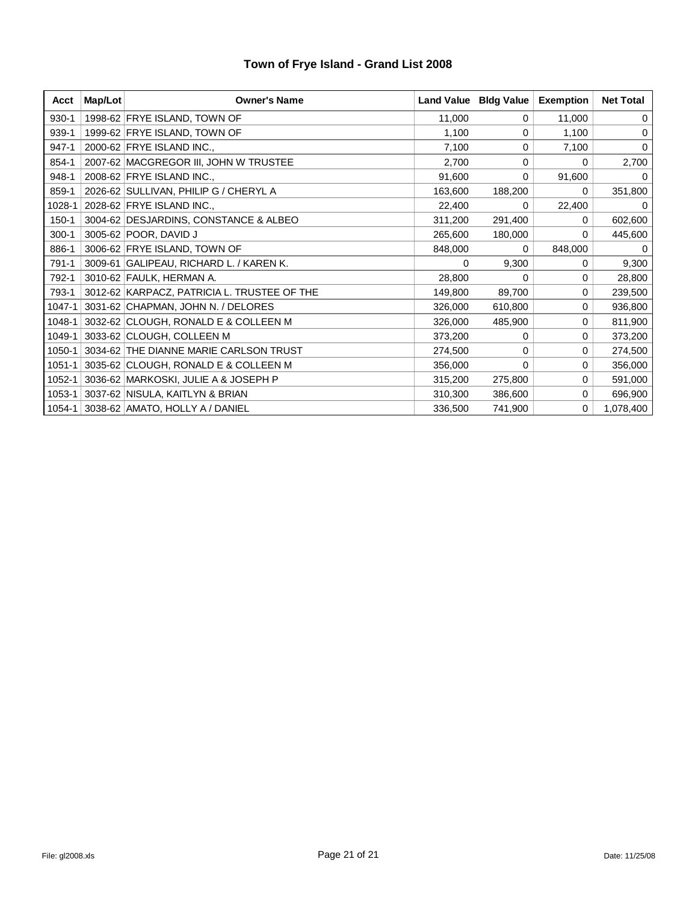# Town of Frye Island - Grand List 2008

| Acct | Map/Lot | Owner's Name | Land Value | Bldg Value | Exemption | Net Total |
|---|---|---|---|---|---|---|
| 930-1 | 1998-62 | FRYE ISLAND, TOWN OF | 11,000 | 0 | 11,000 | 0 |
| 939-1 | 1999-62 | FRYE ISLAND, TOWN OF | 1,100 | 0 | 1,100 | 0 |
| 947-1 | 2000-62 | FRYE ISLAND INC., | 7,100 | 0 | 7,100 | 0 |
| 854-1 | 2007-62 | MACGREGOR III, JOHN W TRUSTEE | 2,700 | 0 | 0 | 2,700 |
| 948-1 | 2008-62 | FRYE ISLAND INC., | 91,600 | 0 | 91,600 | 0 |
| 859-1 | 2026-62 | SULLIVAN, PHILIP G / CHERYL A | 163,600 | 188,200 | 0 | 351,800 |
| 1028-1 | 2028-62 | FRYE ISLAND INC., | 22,400 | 0 | 22,400 | 0 |
| 150-1 | 3004-62 | DESJARDINS, CONSTANCE & ALBEO | 311,200 | 291,400 | 0 | 602,600 |
| 300-1 | 3005-62 | POOR, DAVID J | 265,600 | 180,000 | 0 | 445,600 |
| 886-1 | 3006-62 | FRYE ISLAND, TOWN OF | 848,000 | 0 | 848,000 | 0 |
| 791-1 | 3009-61 | GALIPEAU, RICHARD L. / KAREN K. | 0 | 9,300 | 0 | 9,300 |
| 792-1 | 3010-62 | FAULK, HERMAN A. | 28,800 | 0 | 0 | 28,800 |
| 793-1 | 3012-62 | KARPACZ, PATRICIA L. TRUSTEE OF THE | 149,800 | 89,700 | 0 | 239,500 |
| 1047-1 | 3031-62 | CHAPMAN, JOHN N. / DELORES | 326,000 | 610,800 | 0 | 936,800 |
| 1048-1 | 3032-62 | CLOUGH, RONALD E & COLLEEN M | 326,000 | 485,900 | 0 | 811,900 |
| 1049-1 | 3033-62 | CLOUGH, COLLEEN M | 373,200 | 0 | 0 | 373,200 |
| 1050-1 | 3034-62 | THE DIANNE MARIE CARLSON TRUST | 274,500 | 0 | 0 | 274,500 |
| 1051-1 | 3035-62 | CLOUGH, RONALD E & COLLEEN M | 356,000 | 0 | 0 | 356,000 |
| 1052-1 | 3036-62 | MARKOSKI, JULIE A & JOSEPH P | 315,200 | 275,800 | 0 | 591,000 |
| 1053-1 | 3037-62 | NISULA, KAITLYN & BRIAN | 310,300 | 386,600 | 0 | 696,900 |
| 1054-1 | 3038-62 | AMATO, HOLLY A / DANIEL | 336,500 | 741,900 | 0 | 1,078,400 |

File: gl2008.xls

Date: 11/25/08